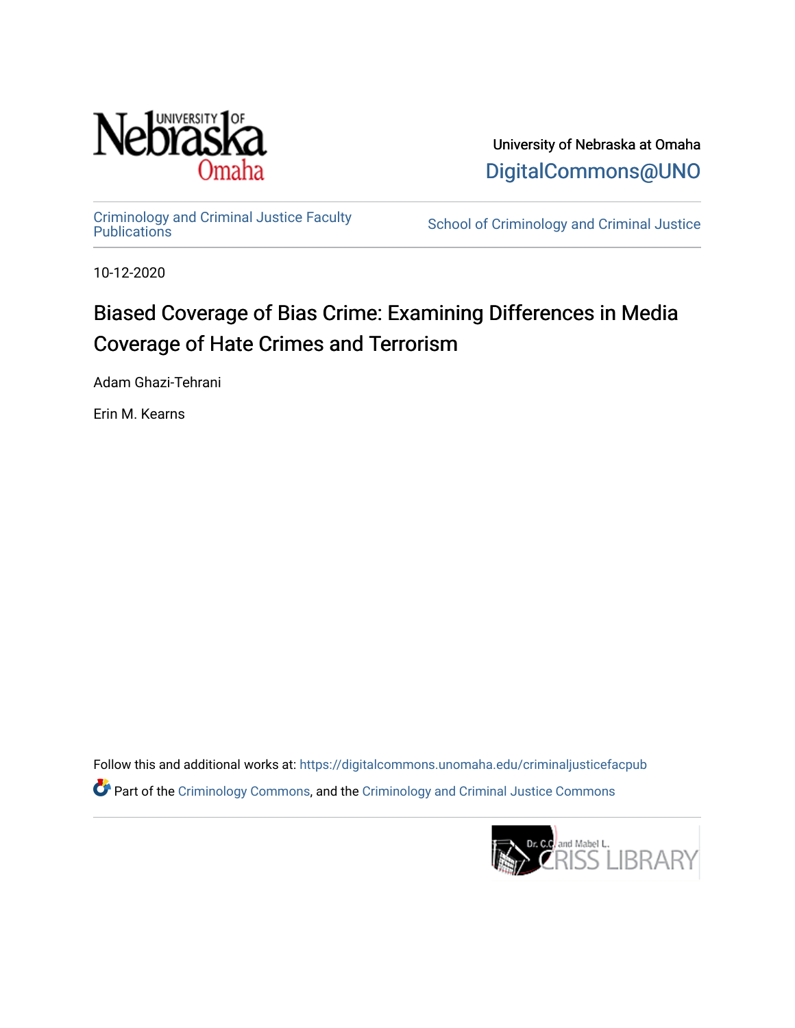University of Nebraska at Omaha

DigitalCommons@UNO

Criminology and Criminal Justice Faculty Publications

School of Criminology and Criminal Justice

10-12-2020

# Biased Coverage of Bias Crime: Examining Differences in Media Coverage of Hate Crimes and Terrorism

Adam Ghazi-Tehrani

Erin M. Kearns

Follow this and additional works at: https://digitalcommons.unomaha.edu/criminaljusticefacpub

Part of the Criminology Commons, and the Criminology and Criminal Justice Commons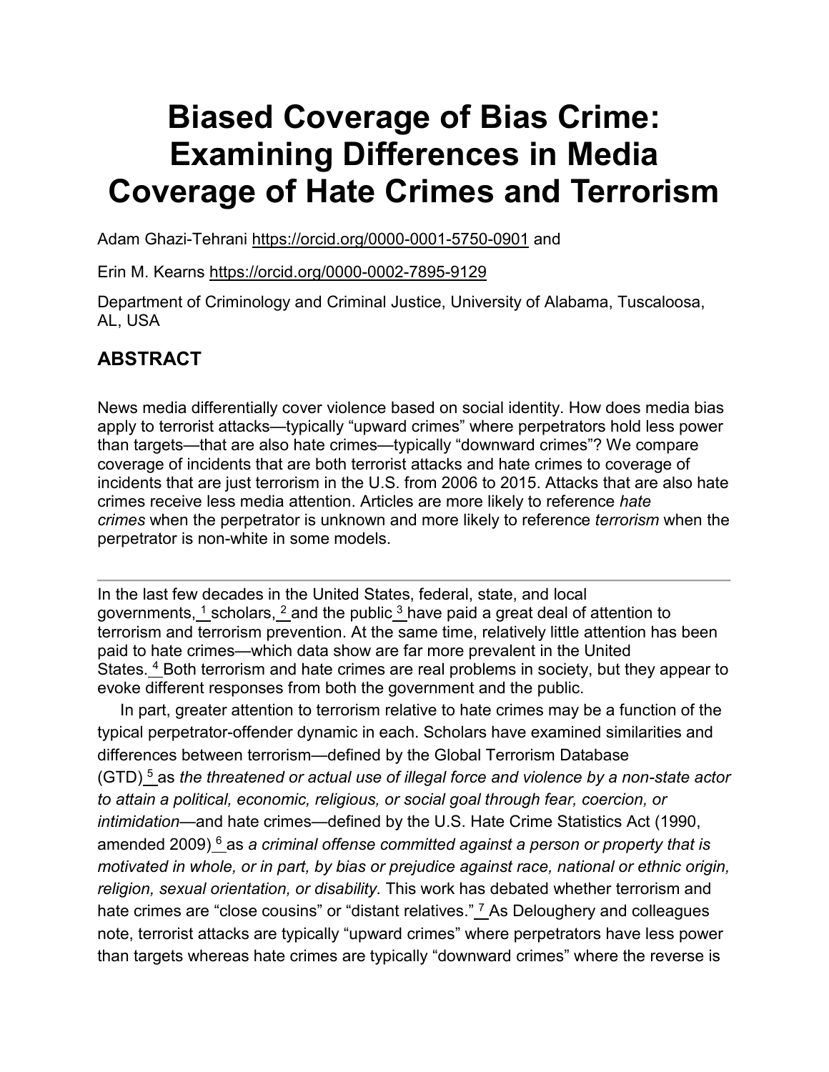# Biased Coverage of Bias Crime: Examining Differences in Media Coverage of Hate Crimes and Terrorism

Adam Ghazi-Tehrani https://orcid.org/0000-0001-5750-0901 and

Erin M. Kearns https://orcid.org/0000-0002-7895-9129

Department of Criminology and Criminal Justice, University of Alabama, Tuscaloosa, AL, USA

## ABSTRACT

News media differentially cover violence based on social identity. How does media bias apply to terrorist attacks—typically "upward crimes" where perpetrators hold less power than targets—that are also hate crimes—typically "downward crimes"? We compare coverage of incidents that are both terrorist attacks and hate crimes to coverage of incidents that are just terrorism in the U.S. from 2006 to 2015. Attacks that are also hate crimes receive less media attention. Articles are more likely to reference *hate crimes* when the perpetrator is unknown and more likely to reference *terrorism* when the perpetrator is non-white in some models.

---

In the last few decades in the United States, federal, state, and local governments,[1] scholars,[2] and the public[3] have paid a great deal of attention to terrorism and terrorism prevention. At the same time, relatively little attention has been paid to hate crimes—which data show are far more prevalent in the United States.[4] Both terrorism and hate crimes are real problems in society, but they appear to evoke different responses from both the government and the public.

In part, greater attention to terrorism relative to hate crimes may be a function of the typical perpetrator-offender dynamic in each. Scholars have examined similarities and differences between terrorism—defined by the Global Terrorism Database (GTD)[5] as *the threatened or actual use of illegal force and violence by a non-state actor to attain a political, economic, religious, or social goal through fear, coercion, or intimidation*—and hate crimes—defined by the U.S. Hate Crime Statistics Act (1990, amended 2009)[6] as *a criminal offense committed against a person or property that is motivated in whole, or in part, by bias or prejudice against race, national or ethnic origin, religion, sexual orientation, or disability.* This work has debated whether terrorism and hate crimes are "close cousins" or "distant relatives."[7] As Deloughery and colleagues note, terrorist attacks are typically "upward crimes" where perpetrators have less power than targets whereas hate crimes are typically "downward crimes" where the reverse is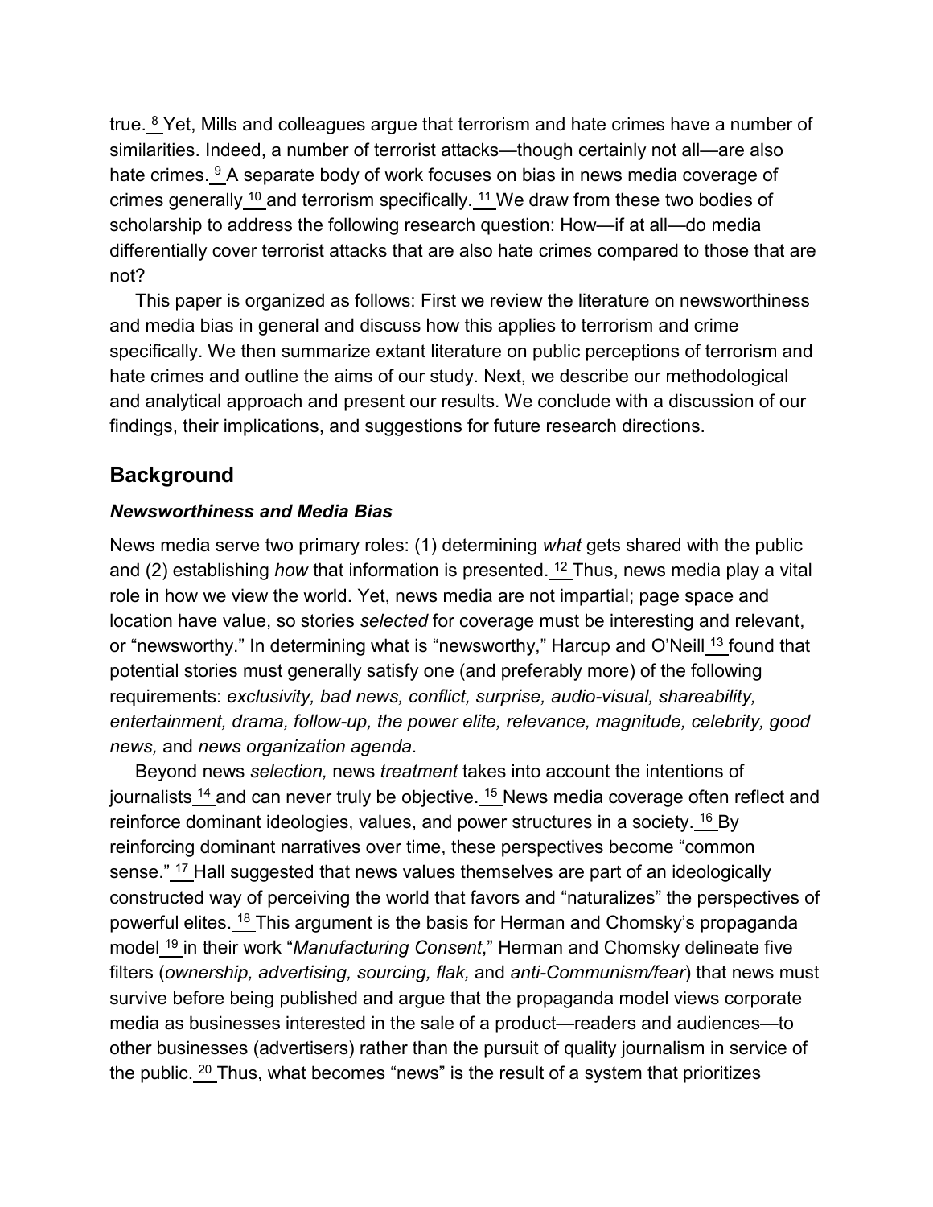true.[8] Yet, Mills and colleagues argue that terrorism and hate crimes have a number of similarities. Indeed, a number of terrorist attacks—though certainly not all—are also hate crimes.[9] A separate body of work focuses on bias in news media coverage of crimes generally[10] and terrorism specifically.[11] We draw from these two bodies of scholarship to address the following research question: How—if at all—do media differentially cover terrorist attacks that are also hate crimes compared to those that are not?

This paper is organized as follows: First we review the literature on newsworthiness and media bias in general and discuss how this applies to terrorism and crime specifically. We then summarize extant literature on public perceptions of terrorism and hate crimes and outline the aims of our study. Next, we describe our methodological and analytical approach and present our results. We conclude with a discussion of our findings, their implications, and suggestions for future research directions.

## Background

### *Newsworthiness and Media Bias*

News media serve two primary roles: (1) determining *what* gets shared with the public and (2) establishing *how* that information is presented.[12] Thus, news media play a vital role in how we view the world. Yet, news media are not impartial; page space and location have value, so stories *selected* for coverage must be interesting and relevant, or "newsworthy." In determining what is "newsworthy," Harcup and O'Neill[13] found that potential stories must generally satisfy one (and preferably more) of the following requirements: *exclusivity, bad news, conflict, surprise, audio-visual, shareability, entertainment, drama, follow-up, the power elite, relevance, magnitude, celebrity, good news,* and *news organization agenda*.

Beyond news *selection,* news *treatment* takes into account the intentions of journalists[14] and can never truly be objective.[15] News media coverage often reflect and reinforce dominant ideologies, values, and power structures in a society.[16] By reinforcing dominant narratives over time, these perspectives become "common sense."[17] Hall suggested that news values themselves are part of an ideologically constructed way of perceiving the world that favors and "naturalizes" the perspectives of powerful elites.[18] This argument is the basis for Herman and Chomsky's propaganda model[19] in their work "*Manufacturing Consent*," Herman and Chomsky delineate five filters (*ownership, advertising, sourcing, flak,* and *anti-Communism/fear*) that news must survive before being published and argue that the propaganda model views corporate media as businesses interested in the sale of a product—readers and audiences—to other businesses (advertisers) rather than the pursuit of quality journalism in service of the public.[20] Thus, what becomes "news" is the result of a system that prioritizes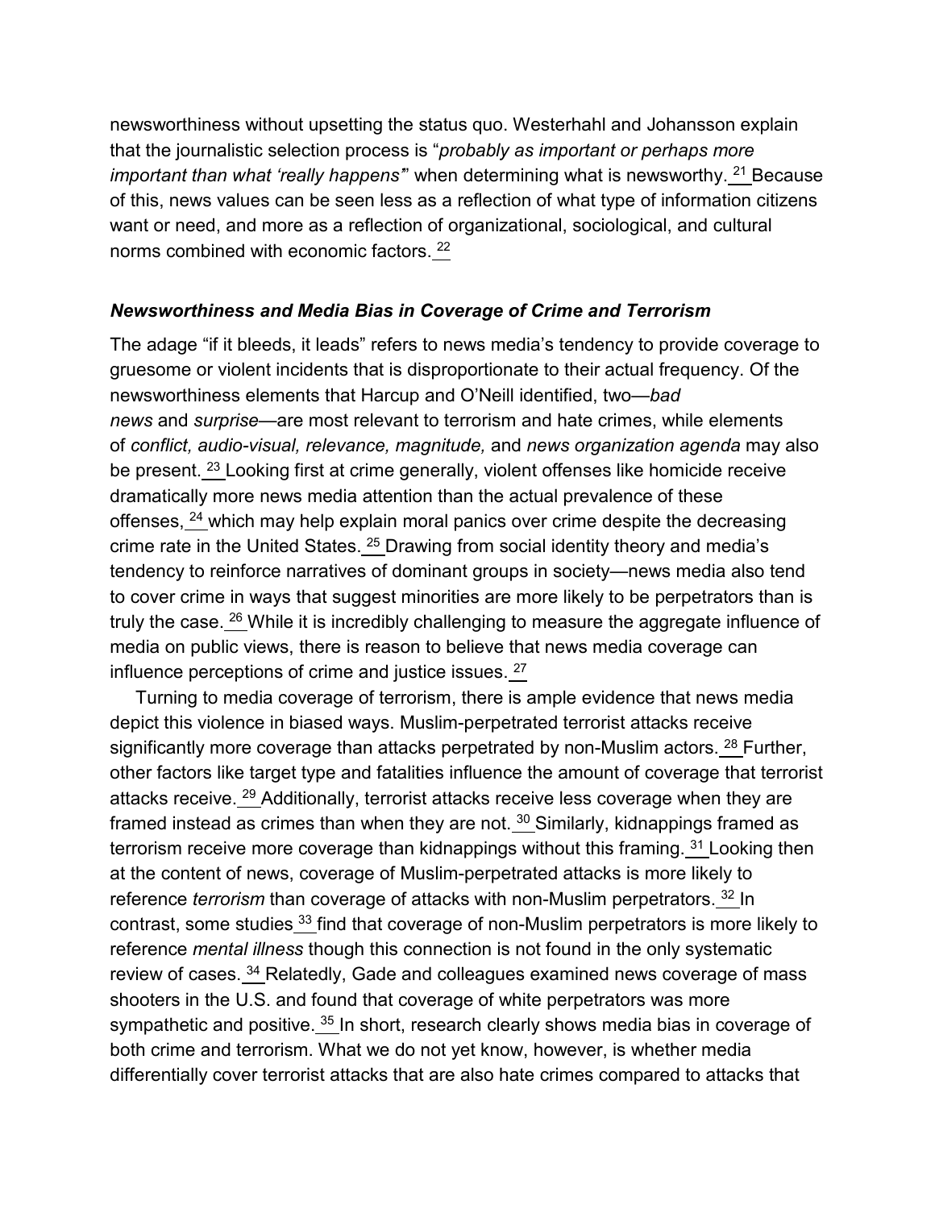newsworthiness without upsetting the status quo. Westerahl and Johansson explain that the journalistic selection process is "*probably as important or perhaps more important than what 'really happens'*" when determining what is newsworthy.[21] Because of this, news values can be seen less as a reflection of what type of information citizens want or need, and more as a reflection of organizational, sociological, and cultural norms combined with economic factors.[22]

### *Newsworthiness and Media Bias in Coverage of Crime and Terrorism*

The adage "if it bleeds, it leads" refers to news media's tendency to provide coverage to gruesome or violent incidents that is disproportionate to their actual frequency. Of the newsworthiness elements that Harcup and O'Neill identified, two—*bad news* and *surprise*—are most relevant to terrorism and hate crimes, while elements of *conflict, audio-visual, relevance, magnitude,* and *news organization agenda* may also be present.[23] Looking first at crime generally, violent offenses like homicide receive dramatically more news media attention than the actual prevalence of these offenses,[24] which may help explain moral panics over crime despite the decreasing crime rate in the United States.[25] Drawing from social identity theory and media's tendency to reinforce narratives of dominant groups in society—news media also tend to cover crime in ways that suggest minorities are more likely to be perpetrators than is truly the case.[26] While it is incredibly challenging to measure the aggregate influence of media on public views, there is reason to believe that news media coverage can influence perceptions of crime and justice issues.[27]

Turning to media coverage of terrorism, there is ample evidence that news media depict this violence in biased ways. Muslim-perpetrated terrorist attacks receive significantly more coverage than attacks perpetrated by non-Muslim actors.[28] Further, other factors like target type and fatalities influence the amount of coverage that terrorist attacks receive.[29] Additionally, terrorist attacks receive less coverage when they are framed instead as crimes than when they are not.[30] Similarly, kidnappings framed as terrorism receive more coverage than kidnappings without this framing.[31] Looking then at the content of news, coverage of Muslim-perpetrated attacks is more likely to reference *terrorism* than coverage of attacks with non-Muslim perpetrators.[32] In contrast, some studies[33] find that coverage of non-Muslim perpetrators is more likely to reference *mental illness* though this connection is not found in the only systematic review of cases.[34] Relatedly, Gade and colleagues examined news coverage of mass shooters in the U.S. and found that coverage of white perpetrators was more sympathetic and positive.[35] In short, research clearly shows media bias in coverage of both crime and terrorism. What we do not yet know, however, is whether media differentially cover terrorist attacks that are also hate crimes compared to attacks that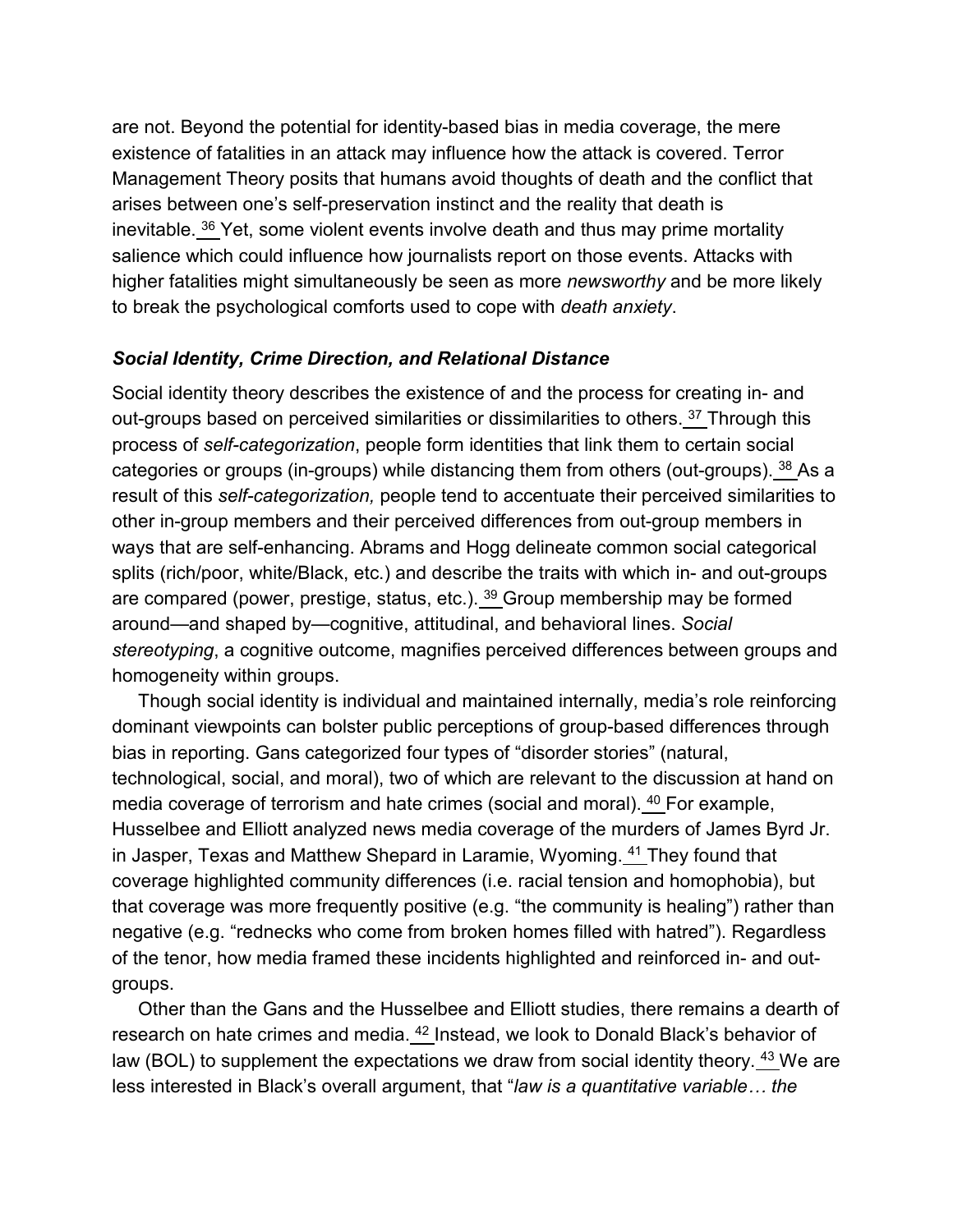are not. Beyond the potential for identity-based bias in media coverage, the mere existence of fatalities in an attack may influence how the attack is covered. Terror Management Theory posits that humans avoid thoughts of death and the conflict that arises between one's self-preservation instinct and the reality that death is inevitable.[36] Yet, some violent events involve death and thus may prime mortality salience which could influence how journalists report on those events. Attacks with higher fatalities might simultaneously be seen as more *newsworthy* and be more likely to break the psychological comforts used to cope with *death anxiety*.

### *Social Identity, Crime Direction, and Relational Distance*

Social identity theory describes the existence of and the process for creating in- and out-groups based on perceived similarities or dissimilarities to others.[37] Through this process of *self-categorization*, people form identities that link them to certain social categories or groups (in-groups) while distancing them from others (out-groups).[38] As a result of this *self-categorization,* people tend to accentuate their perceived similarities to other in-group members and their perceived differences from out-group members in ways that are self-enhancing. Abrams and Hogg delineate common social categorical splits (rich/poor, white/Black, etc.) and describe the traits with which in- and out-groups are compared (power, prestige, status, etc.).[39] Group membership may be formed around—and shaped by—cognitive, attitudinal, and behavioral lines. *Social stereotyping*, a cognitive outcome, magnifies perceived differences between groups and homogeneity within groups.

Though social identity is individual and maintained internally, media's role reinforcing dominant viewpoints can bolster public perceptions of group-based differences through bias in reporting. Gans categorized four types of "disorder stories" (natural, technological, social, and moral), two of which are relevant to the discussion at hand on media coverage of terrorism and hate crimes (social and moral).[40] For example, Husselbee and Elliott analyzed news media coverage of the murders of James Byrd Jr. in Jasper, Texas and Matthew Shepard in Laramie, Wyoming.[41] They found that coverage highlighted community differences (i.e. racial tension and homophobia), but that coverage was more frequently positive (e.g. "the community is healing") rather than negative (e.g. "rednecks who come from broken homes filled with hatred"). Regardless of the tenor, how media framed these incidents highlighted and reinforced in- and out-groups.

Other than the Gans and the Husselbee and Elliott studies, there remains a dearth of research on hate crimes and media.[42] Instead, we look to Donald Black's behavior of law (BOL) to supplement the expectations we draw from social identity theory.[43] We are less interested in Black's overall argument, that "*law is a quantitative variable… the*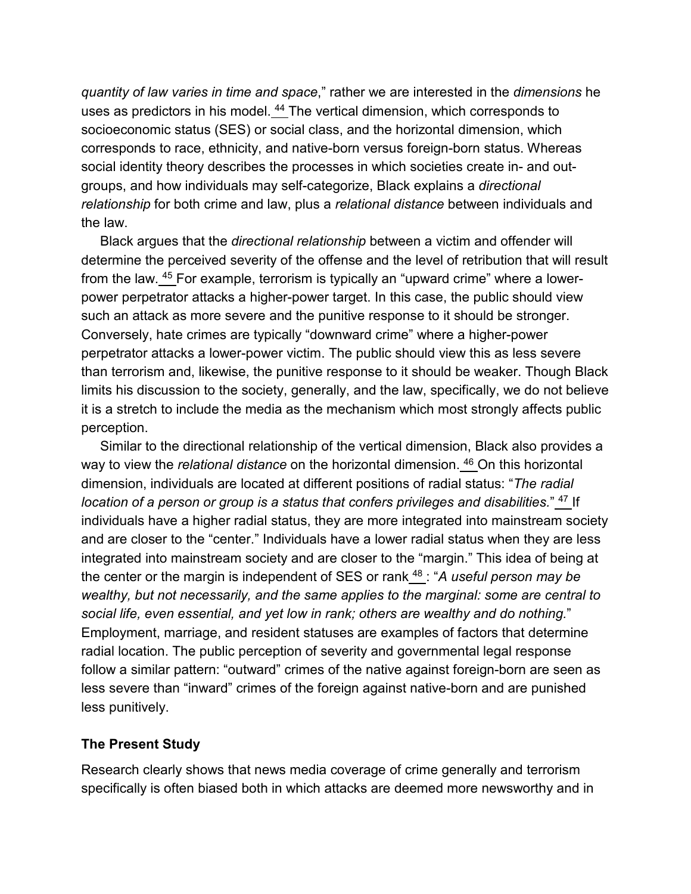*quantity of law varies in time and space*," rather we are interested in the *dimensions* he uses as predictors in his model.[44] The vertical dimension, which corresponds to socioeconomic status (SES) or social class, and the horizontal dimension, which corresponds to race, ethnicity, and native-born versus foreign-born status. Whereas social identity theory describes the processes in which societies create in- and out-groups, and how individuals may self-categorize, Black explains a *directional relationship* for both crime and law, plus a *relational distance* between individuals and the law.

Black argues that the *directional relationship* between a victim and offender will determine the perceived severity of the offense and the level of retribution that will result from the law.[45] For example, terrorism is typically an "upward crime" where a lower-power perpetrator attacks a higher-power target. In this case, the public should view such an attack as more severe and the punitive response to it should be stronger. Conversely, hate crimes are typically "downward crime" where a higher-power perpetrator attacks a lower-power victim. The public should view this as less severe than terrorism and, likewise, the punitive response to it should be weaker. Though Black limits his discussion to the society, generally, and the law, specifically, we do not believe it is a stretch to include the media as the mechanism which most strongly affects public perception.

Similar to the directional relationship of the vertical dimension, Black also provides a way to view the *relational distance* on the horizontal dimension.[46] On this horizontal dimension, individuals are located at different positions of radial status: "*The radial location of a person or group is a status that confers privileges and disabilities.*"[47] If individuals have a higher radial status, they are more integrated into mainstream society and are closer to the "center." Individuals have a lower radial status when they are less integrated into mainstream society and are closer to the "margin." This idea of being at the center or the margin is independent of SES or rank[48]: "*A useful person may be wealthy, but not necessarily, and the same applies to the marginal: some are central to social life, even essential, and yet low in rank; others are wealthy and do nothing.*" Employment, marriage, and resident statuses are examples of factors that determine radial location. The public perception of severity and governmental legal response follow a similar pattern: "outward" crimes of the native against foreign-born are seen as less severe than "inward" crimes of the foreign against native-born and are punished less punitively.

## The Present Study

Research clearly shows that news media coverage of crime generally and terrorism specifically is often biased both in which attacks are deemed more newsworthy and in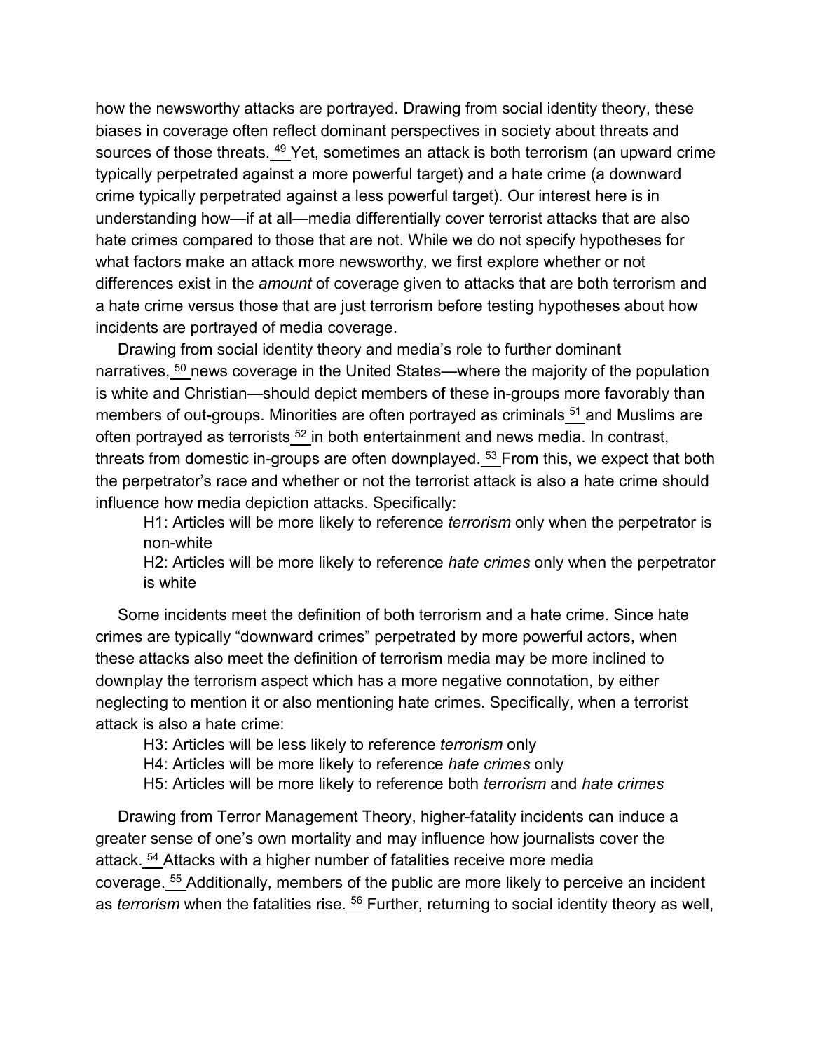how the newsworthy attacks are portrayed. Drawing from social identity theory, these biases in coverage often reflect dominant perspectives in society about threats and sources of those threats.[49] Yet, sometimes an attack is both terrorism (an upward crime typically perpetrated against a more powerful target) and a hate crime (a downward crime typically perpetrated against a less powerful target). Our interest here is in understanding how—if at all—media differentially cover terrorist attacks that are also hate crimes compared to those that are not. While we do not specify hypotheses for what factors make an attack more newsworthy, we first explore whether or not differences exist in the *amount* of coverage given to attacks that are both terrorism and a hate crime versus those that are just terrorism before testing hypotheses about how incidents are portrayed of media coverage.

Drawing from social identity theory and media's role to further dominant narratives,[50] news coverage in the United States—where the majority of the population is white and Christian—should depict members of these in-groups more favorably than members of out-groups. Minorities are often portrayed as criminals[51] and Muslims are often portrayed as terrorists[52] in both entertainment and news media. In contrast, threats from domestic in-groups are often downplayed.[53] From this, we expect that both the perpetrator's race and whether or not the terrorist attack is also a hate crime should influence how media depiction attacks. Specifically:

H1: Articles will be more likely to reference *terrorism* only when the perpetrator is non-white

H2: Articles will be more likely to reference *hate crimes* only when the perpetrator is white

Some incidents meet the definition of both terrorism and a hate crime. Since hate crimes are typically "downward crimes" perpetrated by more powerful actors, when these attacks also meet the definition of terrorism media may be more inclined to downplay the terrorism aspect which has a more negative connotation, by either neglecting to mention it or also mentioning hate crimes. Specifically, when a terrorist attack is also a hate crime:

H3: Articles will be less likely to reference *terrorism* only

H4: Articles will be more likely to reference *hate crimes* only

H5: Articles will be more likely to reference both *terrorism* and *hate crimes*

Drawing from Terror Management Theory, higher-fatality incidents can induce a greater sense of one's own mortality and may influence how journalists cover the attack.[54] Attacks with a higher number of fatalities receive more media coverage.[55] Additionally, members of the public are more likely to perceive an incident as *terrorism* when the fatalities rise.[56] Further, returning to social identity theory as well,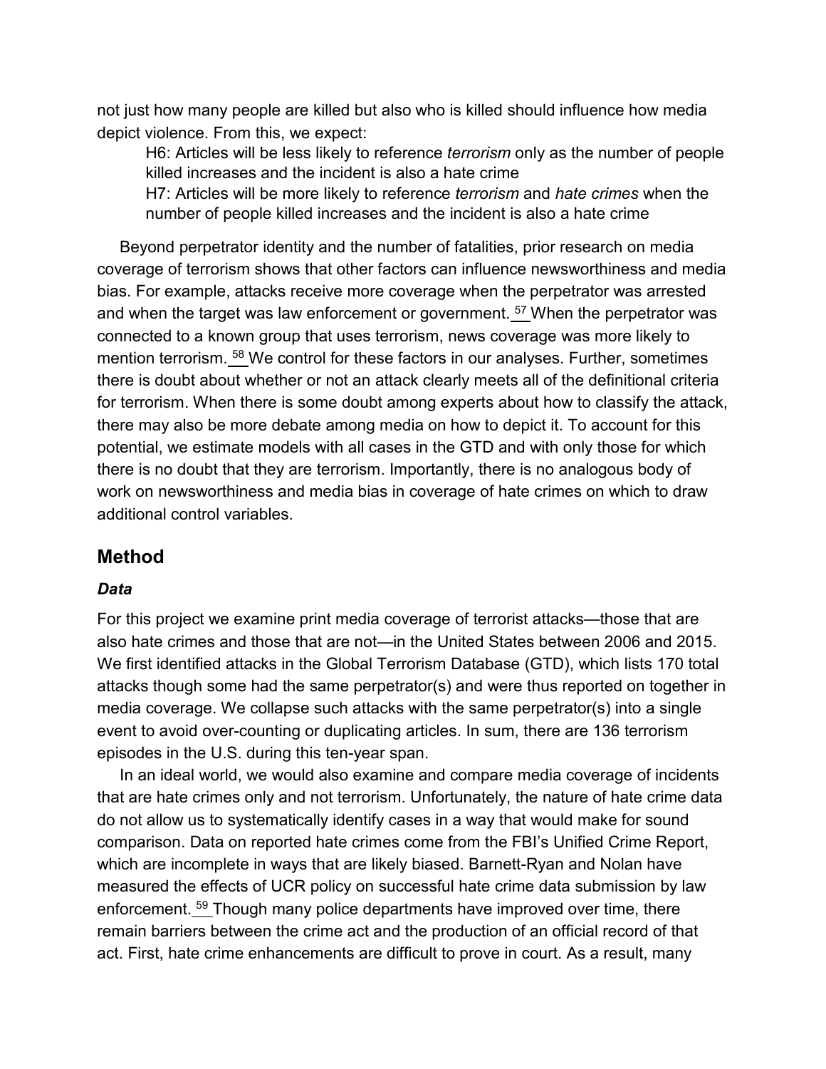not just how many people are killed but also who is killed should influence how media depict violence. From this, we expect:

> H6: Articles will be less likely to reference *terrorism* only as the number of people killed increases and the incident is also a hate crime
>
> H7: Articles will be more likely to reference *terrorism* and *hate crimes* when the number of people killed increases and the incident is also a hate crime

Beyond perpetrator identity and the number of fatalities, prior research on media coverage of terrorism shows that other factors can influence newsworthiness and media bias. For example, attacks receive more coverage when the perpetrator was arrested and when the target was law enforcement or government.[57] When the perpetrator was connected to a known group that uses terrorism, news coverage was more likely to mention terrorism.[58] We control for these factors in our analyses. Further, sometimes there is doubt about whether or not an attack clearly meets all of the definitional criteria for terrorism. When there is some doubt among experts about how to classify the attack, there may also be more debate among media on how to depict it. To account for this potential, we estimate models with all cases in the GTD and with only those for which there is no doubt that they are terrorism. Importantly, there is no analogous body of work on newsworthiness and media bias in coverage of hate crimes on which to draw additional control variables.

## Method

### *Data*

For this project we examine print media coverage of terrorist attacks—those that are also hate crimes and those that are not—in the United States between 2006 and 2015. We first identified attacks in the Global Terrorism Database (GTD), which lists 170 total attacks though some had the same perpetrator(s) and were thus reported on together in media coverage. We collapse such attacks with the same perpetrator(s) into a single event to avoid over-counting or duplicating articles. In sum, there are 136 terrorism episodes in the U.S. during this ten-year span.

In an ideal world, we would also examine and compare media coverage of incidents that are hate crimes only and not terrorism. Unfortunately, the nature of hate crime data do not allow us to systematically identify cases in a way that would make for sound comparison. Data on reported hate crimes come from the FBI's Unified Crime Report, which are incomplete in ways that are likely biased. Barnett-Ryan and Nolan have measured the effects of UCR policy on successful hate crime data submission by law enforcement.[59] Though many police departments have improved over time, there remain barriers between the crime act and the production of an official record of that act. First, hate crime enhancements are difficult to prove in court. As a result, many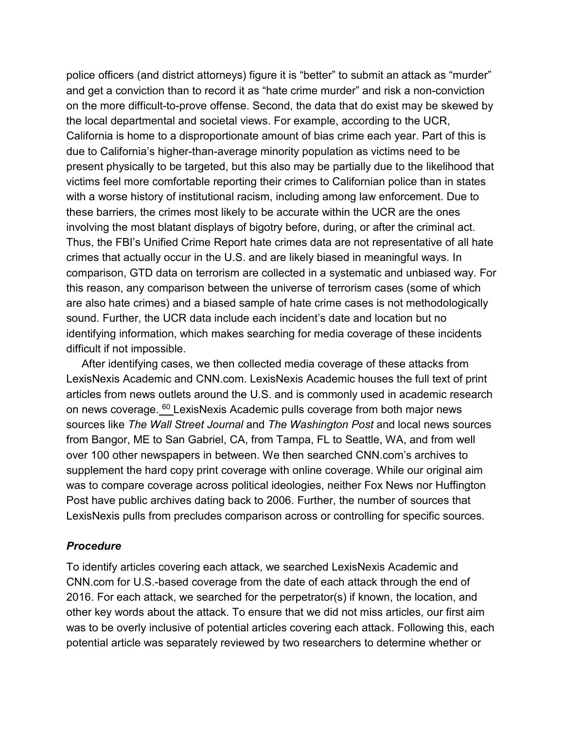police officers (and district attorneys) figure it is "better" to submit an attack as "murder" and get a conviction than to record it as "hate crime murder" and risk a non-conviction on the more difficult-to-prove offense. Second, the data that do exist may be skewed by the local departmental and societal views. For example, according to the UCR, California is home to a disproportionate amount of bias crime each year. Part of this is due to California's higher-than-average minority population as victims need to be present physically to be targeted, but this also may be partially due to the likelihood that victims feel more comfortable reporting their crimes to Californian police than in states with a worse history of institutional racism, including among law enforcement. Due to these barriers, the crimes most likely to be accurate within the UCR are the ones involving the most blatant displays of bigotry before, during, or after the criminal act. Thus, the FBI's Unified Crime Report hate crimes data are not representative of all hate crimes that actually occur in the U.S. and are likely biased in meaningful ways. In comparison, GTD data on terrorism are collected in a systematic and unbiased way. For this reason, any comparison between the universe of terrorism cases (some of which are also hate crimes) and a biased sample of hate crime cases is not methodologically sound. Further, the UCR data include each incident's date and location but no identifying information, which makes searching for media coverage of these incidents difficult if not impossible.

After identifying cases, we then collected media coverage of these attacks from LexisNexis Academic and CNN.com. LexisNexis Academic houses the full text of print articles from news outlets around the U.S. and is commonly used in academic research on news coverage.[60] LexisNexis Academic pulls coverage from both major news sources like *The Wall Street Journal* and *The Washington Post* and local news sources from Bangor, ME to San Gabriel, CA, from Tampa, FL to Seattle, WA, and from well over 100 other newspapers in between. We then searched CNN.com's archives to supplement the hard copy print coverage with online coverage. While our original aim was to compare coverage across political ideologies, neither Fox News nor Huffington Post have public archives dating back to 2006. Further, the number of sources that LexisNexis pulls from precludes comparison across or controlling for specific sources.

### *Procedure*

To identify articles covering each attack, we searched LexisNexis Academic and CNN.com for U.S.-based coverage from the date of each attack through the end of 2016. For each attack, we searched for the perpetrator(s) if known, the location, and other key words about the attack. To ensure that we did not miss articles, our first aim was to be overly inclusive of potential articles covering each attack. Following this, each potential article was separately reviewed by two researchers to determine whether or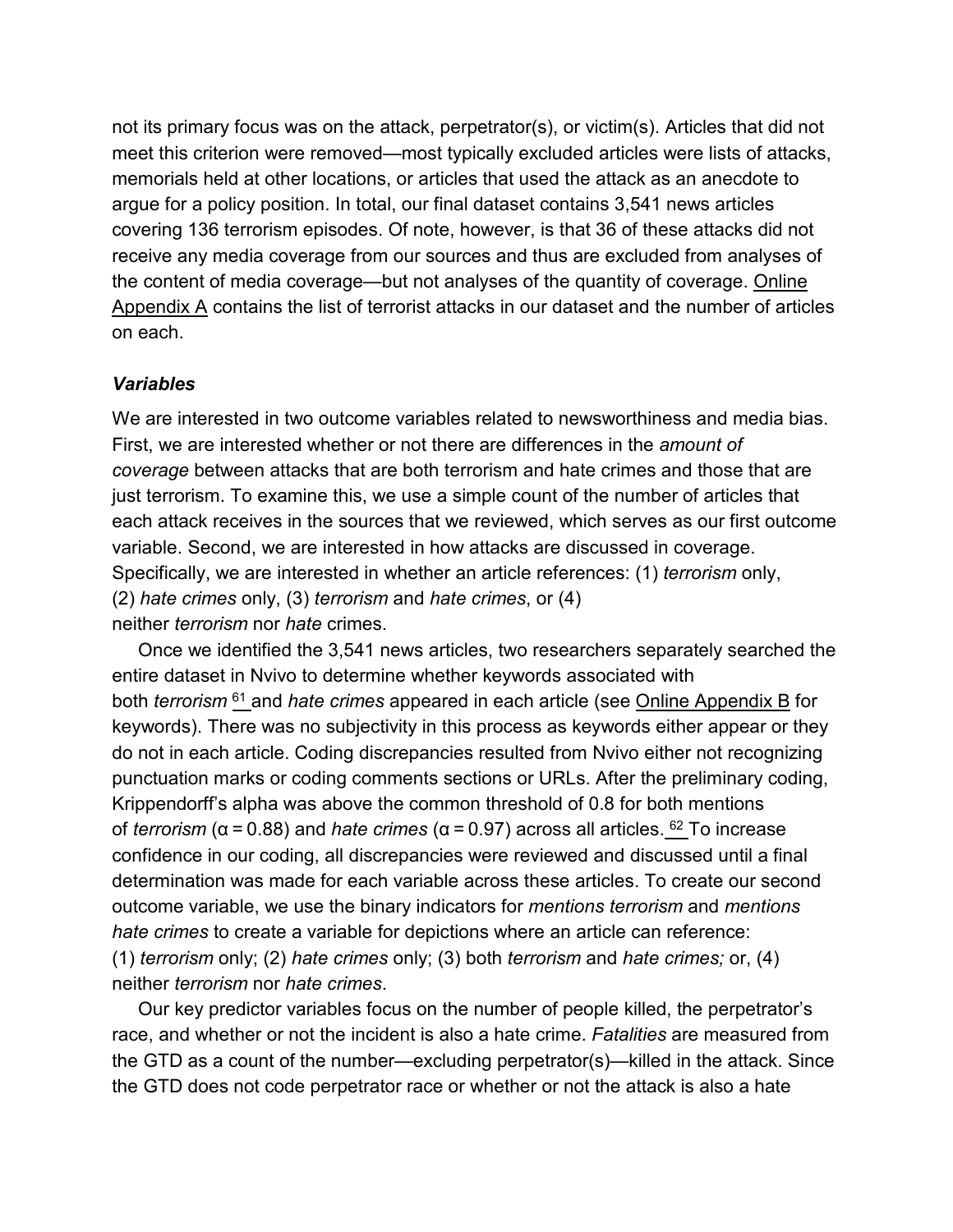not its primary focus was on the attack, perpetrator(s), or victim(s). Articles that did not meet this criterion were removed—most typically excluded articles were lists of attacks, memorials held at other locations, or articles that used the attack as an anecdote to argue for a policy position. In total, our final dataset contains 3,541 news articles covering 136 terrorism episodes. Of note, however, is that 36 of these attacks did not receive any media coverage from our sources and thus are excluded from analyses of the content of media coverage—but not analyses of the quantity of coverage. Online Appendix A contains the list of terrorist attacks in our dataset and the number of articles on each.

### *Variables*

We are interested in two outcome variables related to newsworthiness and media bias. First, we are interested whether or not there are differences in the *amount of coverage* between attacks that are both terrorism and hate crimes and those that are just terrorism. To examine this, we use a simple count of the number of articles that each attack receives in the sources that we reviewed, which serves as our first outcome variable. Second, we are interested in how attacks are discussed in coverage. Specifically, we are interested in whether an article references: (1) *terrorism* only, (2) *hate crimes* only, (3) *terrorism* and *hate crimes*, or (4) neither *terrorism* nor *hate* crimes.

Once we identified the 3,541 news articles, two researchers separately searched the entire dataset in Nvivo to determine whether keywords associated with both *terrorism* [61] and *hate crimes* appeared in each article (see Online Appendix B for keywords). There was no subjectivity in this process as keywords either appear or they do not in each article. Coding discrepancies resulted from Nvivo either not recognizing punctuation marks or coding comments sections or URLs. After the preliminary coding, Krippendorff's alpha was above the common threshold of 0.8 for both mentions of *terrorism* ($\alpha = 0.88$) and *hate crimes* ($\alpha = 0.97$) across all articles. [62] To increase confidence in our coding, all discrepancies were reviewed and discussed until a final determination was made for each variable across these articles. To create our second outcome variable, we use the binary indicators for *mentions terrorism* and *mentions hate crimes* to create a variable for depictions where an article can reference: (1) *terrorism* only; (2) *hate crimes* only; (3) both *terrorism* and *hate crimes;* or, (4) neither *terrorism* nor *hate crimes*.

Our key predictor variables focus on the number of people killed, the perpetrator's race, and whether or not the incident is also a hate crime. *Fatalities* are measured from the GTD as a count of the number—excluding perpetrator(s)—killed in the attack. Since the GTD does not code perpetrator race or whether or not the attack is also a hate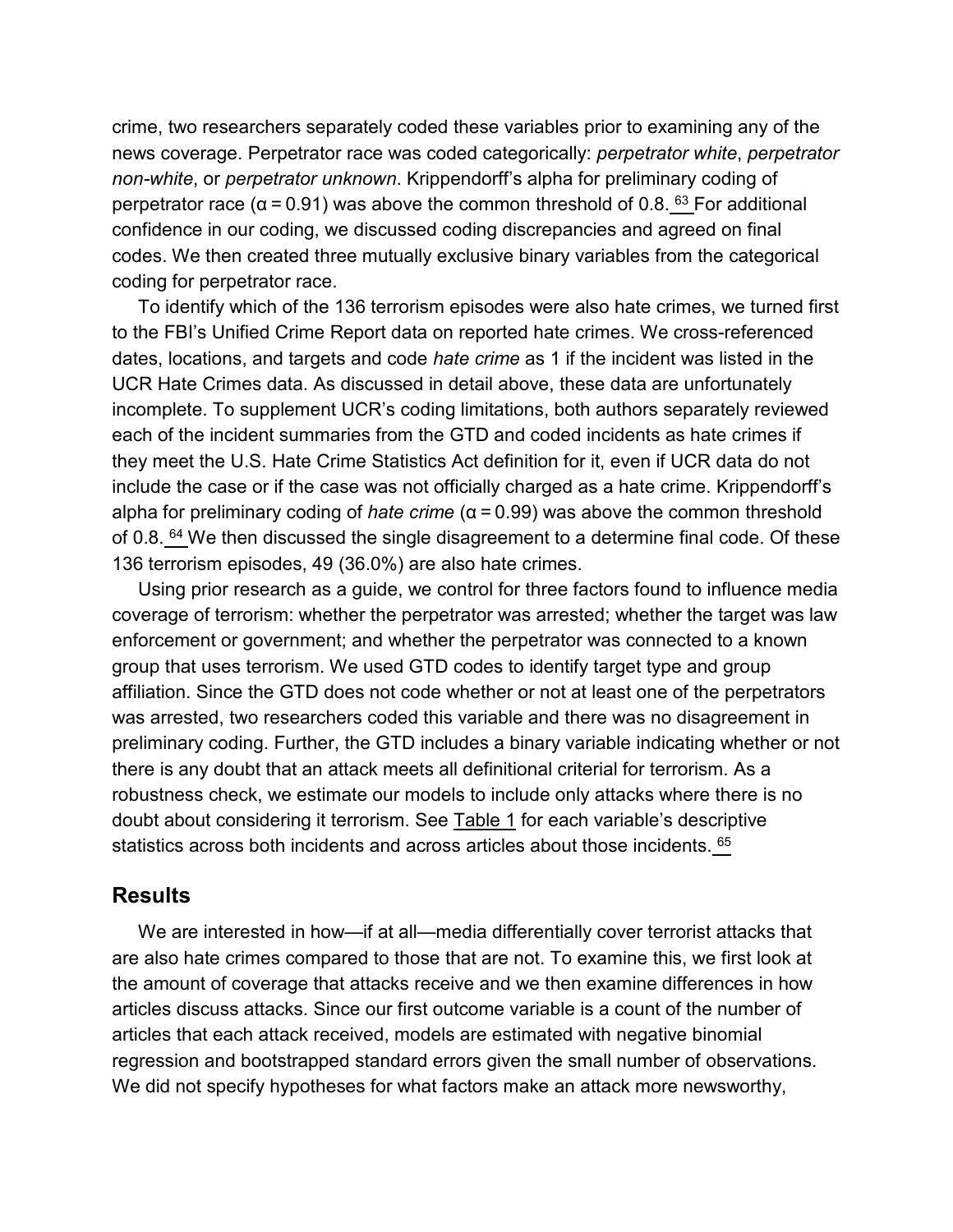crime, two researchers separately coded these variables prior to examining any of the news coverage. Perpetrator race was coded categorically: *perpetrator white*, *perpetrator non-white*, or *perpetrator unknown*. Krippendorff's alpha for preliminary coding of perpetrator race ($\alpha = 0.91$) was above the common threshold of 0.8. [63] For additional confidence in our coding, we discussed coding discrepancies and agreed on final codes. We then created three mutually exclusive binary variables from the categorical coding for perpetrator race.

To identify which of the 136 terrorism episodes were also hate crimes, we turned first to the FBI's Unified Crime Report data on reported hate crimes. We cross-referenced dates, locations, and targets and code *hate crime* as 1 if the incident was listed in the UCR Hate Crimes data. As discussed in detail above, these data are unfortunately incomplete. To supplement UCR's coding limitations, both authors separately reviewed each of the incident summaries from the GTD and coded incidents as hate crimes if they meet the U.S. Hate Crime Statistics Act definition for it, even if UCR data do not include the case or if the case was not officially charged as a hate crime. Krippendorff's alpha for preliminary coding of *hate crime* ($\alpha = 0.99$) was above the common threshold of 0.8. [64] We then discussed the single disagreement to a determine final code. Of these 136 terrorism episodes, 49 (36.0%) are also hate crimes.

Using prior research as a guide, we control for three factors found to influence media coverage of terrorism: whether the perpetrator was arrested; whether the target was law enforcement or government; and whether the perpetrator was connected to a known group that uses terrorism. We used GTD codes to identify target type and group affiliation. Since the GTD does not code whether or not at least one of the perpetrators was arrested, two researchers coded this variable and there was no disagreement in preliminary coding. Further, the GTD includes a binary variable indicating whether or not there is any doubt that an attack meets all definitional criterial for terrorism. As a robustness check, we estimate our models to include only attacks where there is no doubt about considering it terrorism. See Table 1 for each variable's descriptive statistics across both incidents and across articles about those incidents. [65]

## Results

We are interested in how—if at all—media differentially cover terrorist attacks that are also hate crimes compared to those that are not. To examine this, we first look at the amount of coverage that attacks receive and we then examine differences in how articles discuss attacks. Since our first outcome variable is a count of the number of articles that each attack received, models are estimated with negative binomial regression and bootstrapped standard errors given the small number of observations. We did not specify hypotheses for what factors make an attack more newsworthy,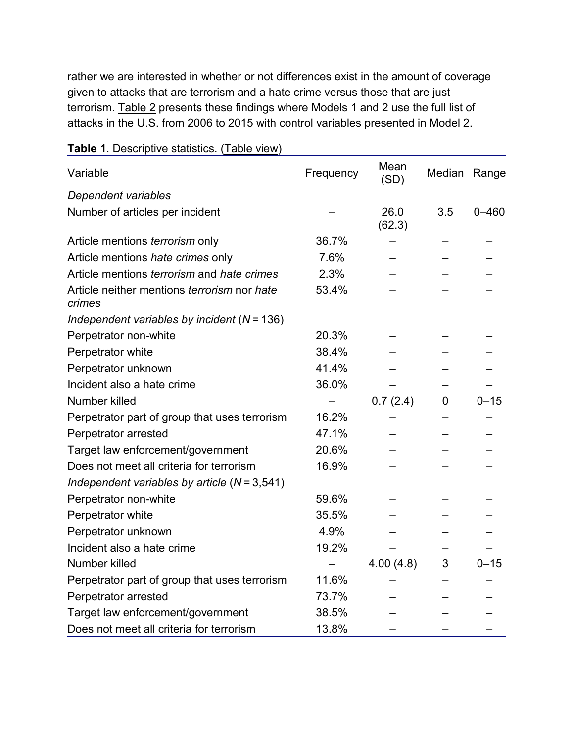rather we are interested in whether or not differences exist in the amount of coverage given to attacks that are terrorism and a hate crime versus those that are just terrorism. Table 2 presents these findings where Models 1 and 2 use the full list of attacks in the U.S. from 2006 to 2015 with control variables presented in Model 2.

**Table 1**. Descriptive statistics. (Table view)

| Variable | Frequency | Mean (SD) | Median | Range |
|---|---|---|---|---|
| *Dependent variables* | | | | |
| Number of articles per incident | – | 26.0 (62.3) | 3.5 | 0–460 |
| Article mentions *terrorism* only | 36.7% | – | – | – |
| Article mentions *hate crimes* only | 7.6% | – | – | – |
| Article mentions *terrorism* and *hate crimes* | 2.3% | – | – | – |
| Article neither mentions *terrorism* nor *hate crimes* | 53.4% | – | – | – |
| *Independent variables by incident* (*N* = 136) | | | | |
| Perpetrator non-white | 20.3% | – | – | – |
| Perpetrator white | 38.4% | – | – | – |
| Perpetrator unknown | 41.4% | – | – | – |
| Incident also a hate crime | 36.0% | – | – | – |
| Number killed | – | 0.7 (2.4) | 0 | 0–15 |
| Perpetrator part of group that uses terrorism | 16.2% | – | – | – |
| Perpetrator arrested | 47.1% | – | – | – |
| Target law enforcement/government | 20.6% | – | – | – |
| Does not meet all criteria for terrorism | 16.9% | – | – | – |
| *Independent variables by article* (*N* = 3,541) | | | | |
| Perpetrator non-white | 59.6% | – | – | – |
| Perpetrator white | 35.5% | – | – | – |
| Perpetrator unknown | 4.9% | – | – | – |
| Incident also a hate crime | 19.2% | – | – | – |
| Number killed | – | 4.00 (4.8) | 3 | 0–15 |
| Perpetrator part of group that uses terrorism | 11.6% | – | – | – |
| Perpetrator arrested | 73.7% | – | – | – |
| Target law enforcement/government | 38.5% | – | – | – |
| Does not meet all criteria for terrorism | 13.8% | – | – | – |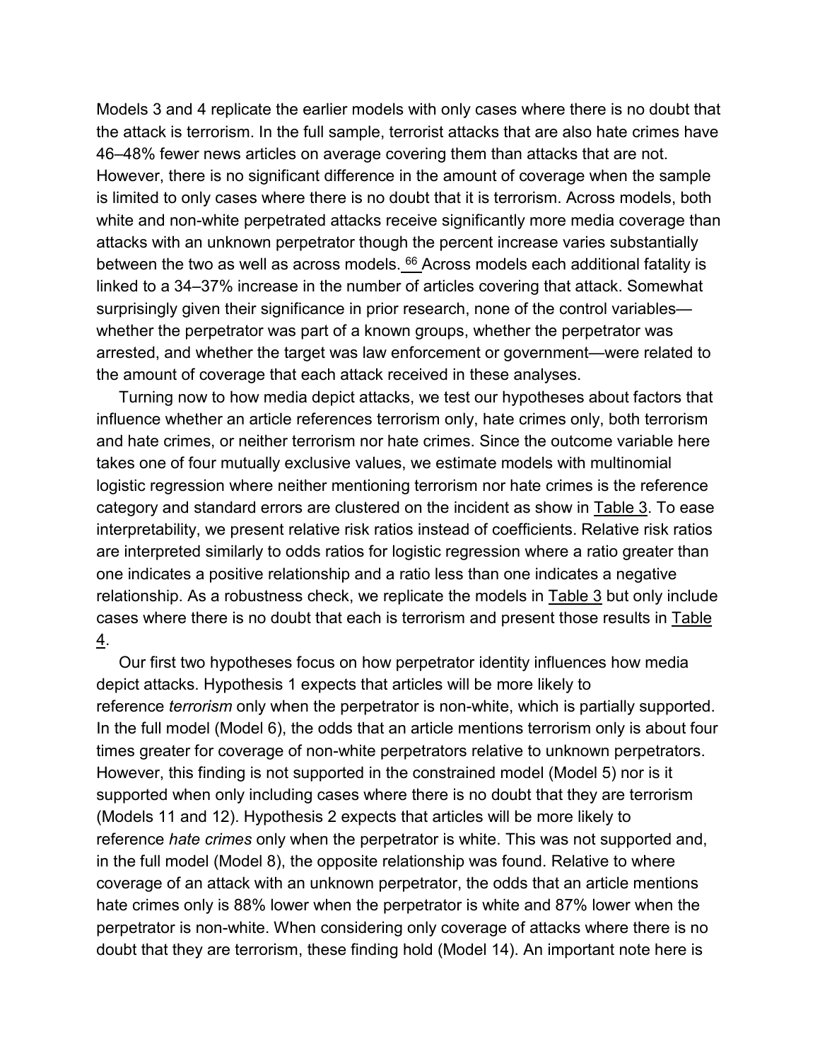Models 3 and 4 replicate the earlier models with only cases where there is no doubt that the attack is terrorism. In the full sample, terrorist attacks that are also hate crimes have 46–48% fewer news articles on average covering them than attacks that are not. However, there is no significant difference in the amount of coverage when the sample is limited to only cases where there is no doubt that it is terrorism. Across models, both white and non-white perpetrated attacks receive significantly more media coverage than attacks with an unknown perpetrator though the percent increase varies substantially between the two as well as across models.[66] Across models each additional fatality is linked to a 34–37% increase in the number of articles covering that attack. Somewhat surprisingly given their significance in prior research, none of the control variables—whether the perpetrator was part of a known groups, whether the perpetrator was arrested, and whether the target was law enforcement or government—were related to the amount of coverage that each attack received in these analyses.

Turning now to how media depict attacks, we test our hypotheses about factors that influence whether an article references terrorism only, hate crimes only, both terrorism and hate crimes, or neither terrorism nor hate crimes. Since the outcome variable here takes one of four mutually exclusive values, we estimate models with multinomial logistic regression where neither mentioning terrorism nor hate crimes is the reference category and standard errors are clustered on the incident as show in Table 3. To ease interpretability, we present relative risk ratios instead of coefficients. Relative risk ratios are interpreted similarly to odds ratios for logistic regression where a ratio greater than one indicates a positive relationship and a ratio less than one indicates a negative relationship. As a robustness check, we replicate the models in Table 3 but only include cases where there is no doubt that each is terrorism and present those results in Table 4.

Our first two hypotheses focus on how perpetrator identity influences how media depict attacks. Hypothesis 1 expects that articles will be more likely to reference *terrorism* only when the perpetrator is non-white, which is partially supported. In the full model (Model 6), the odds that an article mentions terrorism only is about four times greater for coverage of non-white perpetrators relative to unknown perpetrators. However, this finding is not supported in the constrained model (Model 5) nor is it supported when only including cases where there is no doubt that they are terrorism (Models 11 and 12). Hypothesis 2 expects that articles will be more likely to reference *hate crimes* only when the perpetrator is white. This was not supported and, in the full model (Model 8), the opposite relationship was found. Relative to where coverage of an attack with an unknown perpetrator, the odds that an article mentions hate crimes only is 88% lower when the perpetrator is white and 87% lower when the perpetrator is non-white. When considering only coverage of attacks where there is no doubt that they are terrorism, these finding hold (Model 14). An important note here is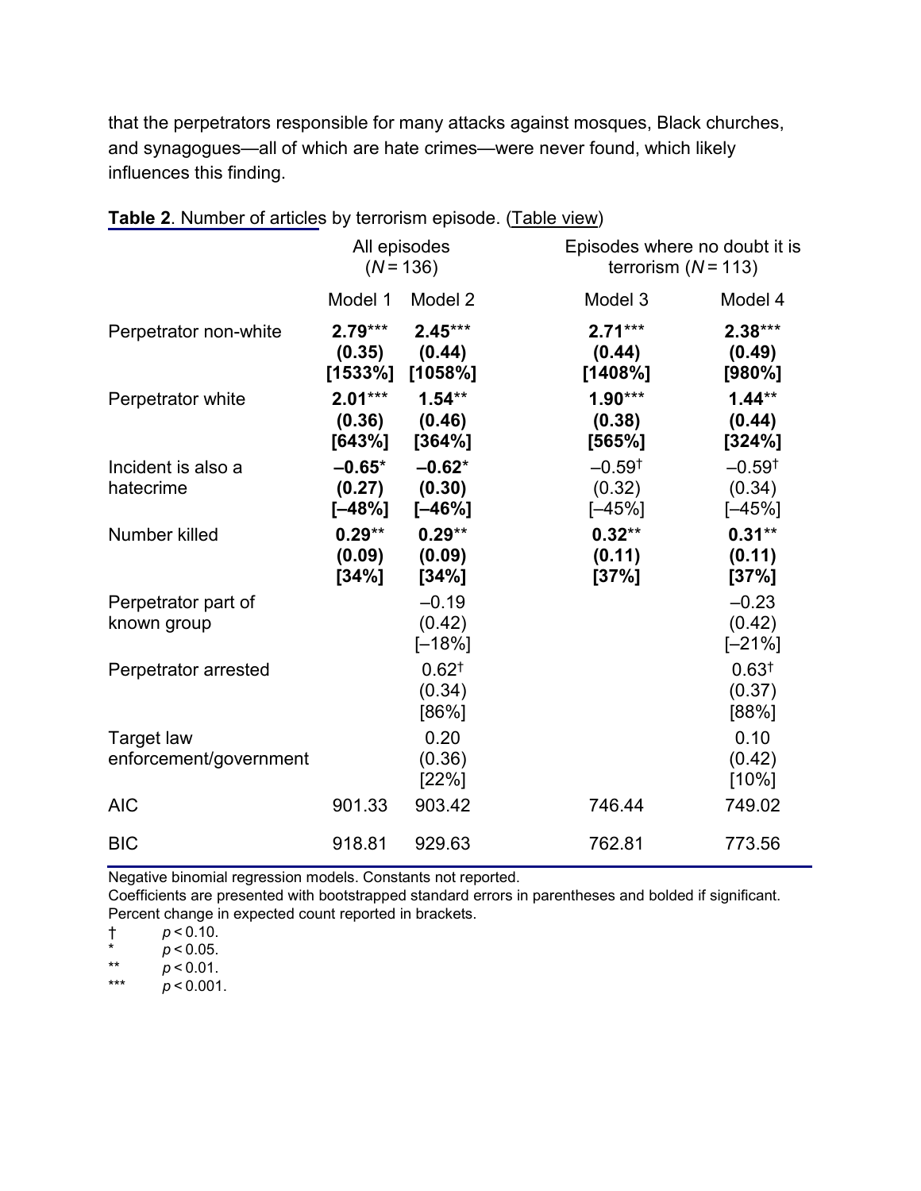that the perpetrators responsible for many attacks against mosques, Black churches, and synagogues—all of which are hate crimes—were never found, which likely influences this finding.

**Table 2**. Number of articles by terrorism episode. (Table view)

| | All episodes ($N = 136$) | | Episodes where no doubt it is terrorism ($N = 113$) | |
|---|---|---|---|---|
| | Model 1 | Model 2 | Model 3 | Model 4 |
| Perpetrator non-white | **2.79**\*\*\* **(0.35)** **[1533%]** | **2.45**\*\*\* **(0.44)** **[1058%]** | **2.71**\*\*\* **(0.44)** **[1408%]** | **2.38**\*\*\* **(0.49)** **[980%]** |
| Perpetrator white | **2.01**\*\*\* **(0.36)** **[643%]** | **1.54**\*\* **(0.46)** **[364%]** | **1.90**\*\*\* **(0.38)** **[565%]** | **1.44**\*\* **(0.44)** **[324%]** |
| Incident is also a hatecrime | **–0.65**\* **(0.27)** **[–48%]** | **–0.62**\* **(0.30)** **[–46%]** | –0.59† (0.32) [–45%] | –0.59† (0.34) [–45%] |
| Number killed | **0.29**\*\* **(0.09)** **[34%]** | **0.29**\*\* **(0.09)** **[34%]** | **0.32**\*\* **(0.11)** **[37%]** | **0.31**\*\* **(0.11)** **[37%]** |
| Perpetrator part of known group | | –0.19 (0.42) [–18%] | | –0.23 (0.42) [–21%] |
| Perpetrator arrested | | 0.62† (0.34) [86%] | | 0.63† (0.37) [88%] |
| Target law enforcement/government | | 0.20 (0.36) [22%] | | 0.10 (0.42) [10%] |
| AIC | 901.33 | 903.42 | 746.44 | 749.02 |
| BIC | 918.81 | 929.63 | 762.81 | 773.56 |

Negative binomial regression models. Constants not reported.
Coefficients are presented with bootstrapped standard errors in parentheses and bolded if significant.
Percent change in expected count reported in brackets.

† $p < 0.10$.
\* $p < 0.05$.
\*\* $p < 0.01$.
\*\*\* $p < 0.001$.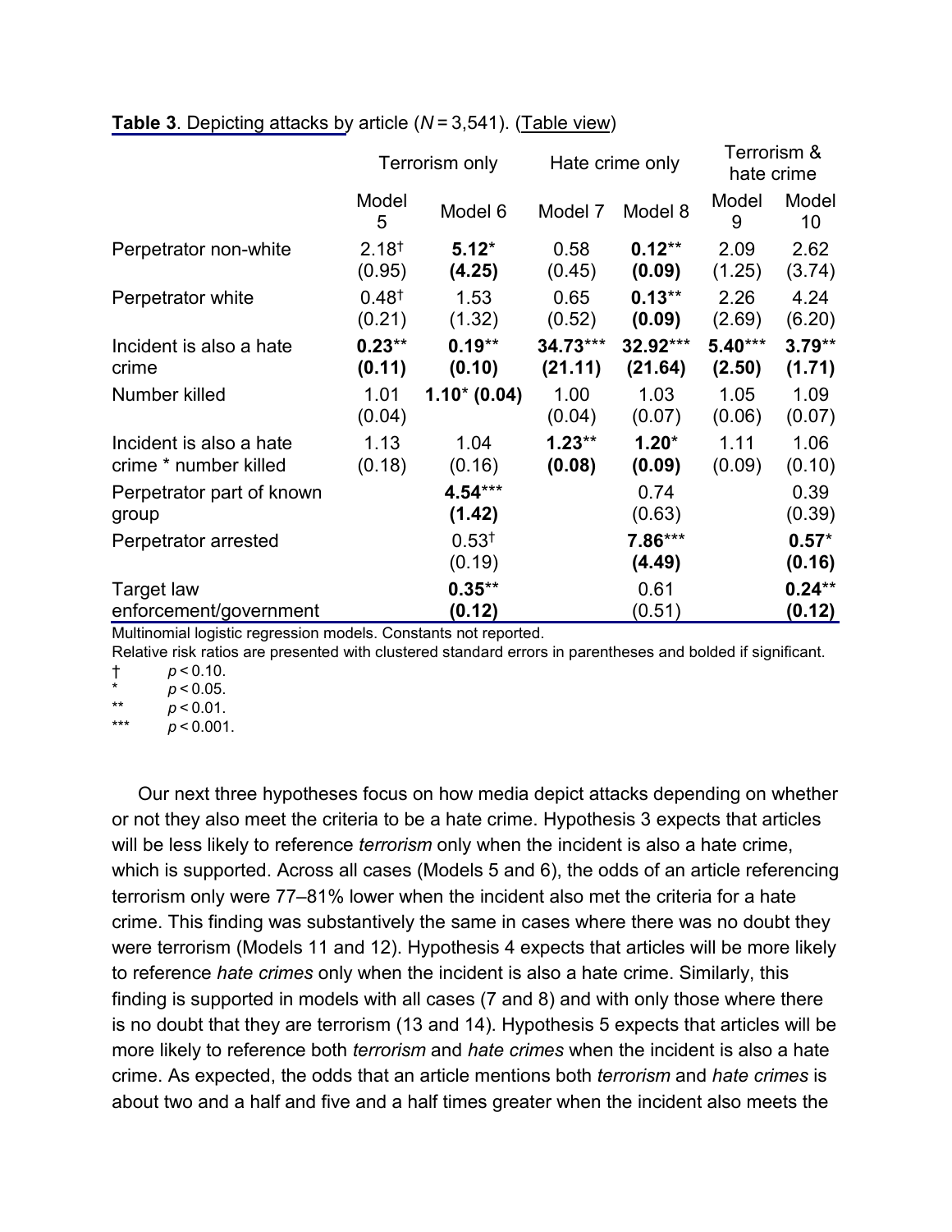**Table 3**. Depicting attacks by article ($N = 3{,}541$). (Table view)

| | Terrorism only | | Hate crime only | | Terrorism & hate crime | |
|---|---|---|---|---|---|---|
| | Model 5 | Model 6 | Model 7 | Model 8 | Model 9 | Model 10 |
| Perpetrator non-white | 2.18† (0.95) | **5.12*** **(4.25)** | 0.58 (0.45) | **0.12**** **(0.09)** | 2.09 (1.25) | 2.62 (3.74) |
| Perpetrator white | 0.48† (0.21) | 1.53 (1.32) | 0.65 (0.52) | **0.13**** **(0.09)** | 2.26 (2.69) | 4.24 (6.20) |
| Incident is also a hate crime | **0.23**** **(0.11)** | **0.19**** **(0.10)** | **34.73***** **(21.11)** | **32.92***** **(21.64)** | **5.40***** **(2.50)** | **3.79**** **(1.71)** |
| Number killed | 1.01 (0.04) | **1.10* (0.04)** | 1.00 (0.04) | 1.03 (0.07) | 1.05 (0.06) | 1.09 (0.07) |
| Incident is also a hate crime * number killed | 1.13 (0.18) | 1.04 (0.16) | **1.23**** **(0.08)** | **1.20*** **(0.09)** | 1.11 (0.09) | 1.06 (0.10) |
| Perpetrator part of known group | | **4.54***** **(1.42)** | | 0.74 (0.63) | | 0.39 (0.39) |
| Perpetrator arrested | | 0.53† (0.19) | | **7.86***** **(4.49)** | | **0.57*** **(0.16)** |
| Target law enforcement/government | | **0.35**** **(0.12)** | | 0.61 (0.51) | | **0.24**** **(0.12)** |

Multinomial logistic regression models. Constants not reported.
Relative risk ratios are presented with clustered standard errors in parentheses and bolded if significant.
† $p < 0.10$.
* $p < 0.05$.
** $p < 0.01$.
*** $p < 0.001$.

Our next three hypotheses focus on how media depict attacks depending on whether or not they also meet the criteria to be a hate crime. Hypothesis 3 expects that articles will be less likely to reference *terrorism* only when the incident is also a hate crime, which is supported. Across all cases (Models 5 and 6), the odds of an article referencing terrorism only were 77–81% lower when the incident also met the criteria for a hate crime. This finding was substantively the same in cases where there was no doubt they were terrorism (Models 11 and 12). Hypothesis 4 expects that articles will be more likely to reference *hate crimes* only when the incident is also a hate crime. Similarly, this finding is supported in models with all cases (7 and 8) and with only those where there is no doubt that they are terrorism (13 and 14). Hypothesis 5 expects that articles will be more likely to reference both *terrorism* and *hate crimes* when the incident is also a hate crime. As expected, the odds that an article mentions both *terrorism* and *hate crimes* is about two and a half and five and a half times greater when the incident also meets the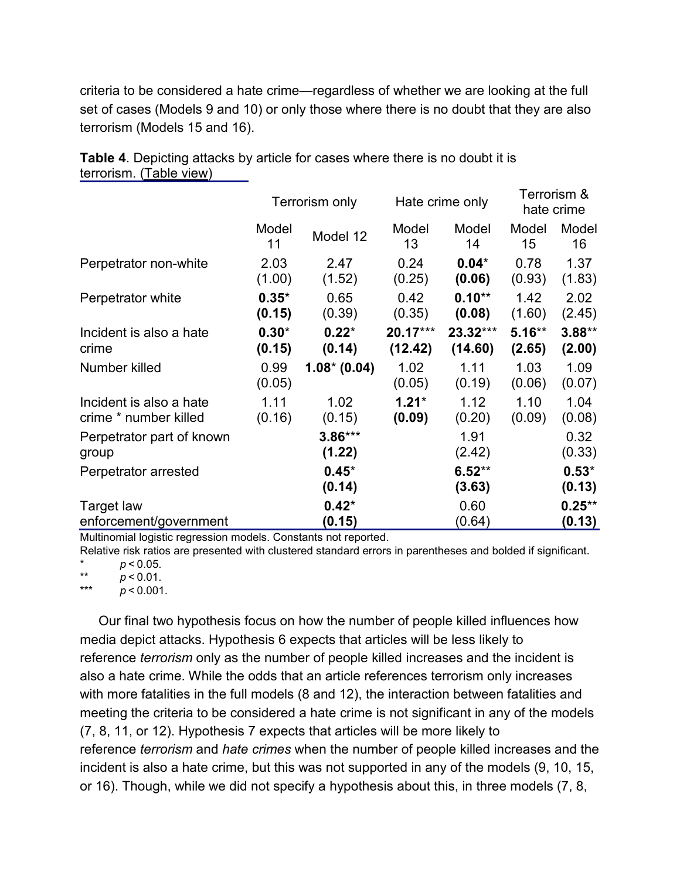criteria to be considered a hate crime—regardless of whether we are looking at the full set of cases (Models 9 and 10) or only those where there is no doubt that they are also terrorism (Models 15 and 16).

**Table 4**. Depicting attacks by article for cases where there is no doubt it is terrorism. (Table view)

| | Terrorism only | | Hate crime only | | Terrorism & hate crime | |
|---|---|---|---|---|---|---|
| | Model 11 | Model 12 | Model 13 | Model 14 | Model 15 | Model 16 |
| Perpetrator non-white | 2.03 (1.00) | 2.47 (1.52) | 0.24 (0.25) | **0.04*** **(0.06)** | 0.78 (0.93) | 1.37 (1.83) |
| Perpetrator white | **0.35*** **(0.15)** | 0.65 (0.39) | 0.42 (0.35) | **0.10**** **(0.08)** | 1.42 (1.60) | 2.02 (2.45) |
| Incident is also a hate crime | **0.30*** **(0.15)** | **0.22*** **(0.14)** | **20.17***** **(12.42)** | **23.32***** **(14.60)** | **5.16**** **(2.65)** | **3.88**** **(2.00)** |
| Number killed | 0.99 (0.05) | **1.08*** **(0.04)** | 1.02 (0.05) | 1.11 (0.19) | 1.03 (0.06) | 1.09 (0.07) |
| Incident is also a hate crime * number killed | 1.11 (0.16) | 1.02 (0.15) | **1.21*** **(0.09)** | 1.12 (0.20) | 1.10 (0.09) | 1.04 (0.08) |
| Perpetrator part of known group | | **3.86***** **(1.22)** | | 1.91 (2.42) | | 0.32 (0.33) |
| Perpetrator arrested | | **0.45*** **(0.14)** | | **6.52**** **(3.63)** | | **0.53*** **(0.13)** |
| Target law enforcement/government | | **0.42*** **(0.15)** | | 0.60 (0.64) | | **0.25**** **(0.13)** |

Multinomial logistic regression models. Constants not reported.

Relative risk ratios are presented with clustered standard errors in parentheses and bolded if significant.

\* $p < 0.05$.

\*\* $p < 0.01$.

\*\*\* $p < 0.001$.

Our final two hypothesis focus on how the number of people killed influences how media depict attacks. Hypothesis 6 expects that articles will be less likely to reference *terrorism* only as the number of people killed increases and the incident is also a hate crime. While the odds that an article references terrorism only increases with more fatalities in the full models (8 and 12), the interaction between fatalities and meeting the criteria to be considered a hate crime is not significant in any of the models (7, 8, 11, or 12). Hypothesis 7 expects that articles will be more likely to reference *terrorism* and *hate crimes* when the number of people killed increases and the incident is also a hate crime, but this was not supported in any of the models (9, 10, 15, or 16). Though, while we did not specify a hypothesis about this, in three models (7, 8,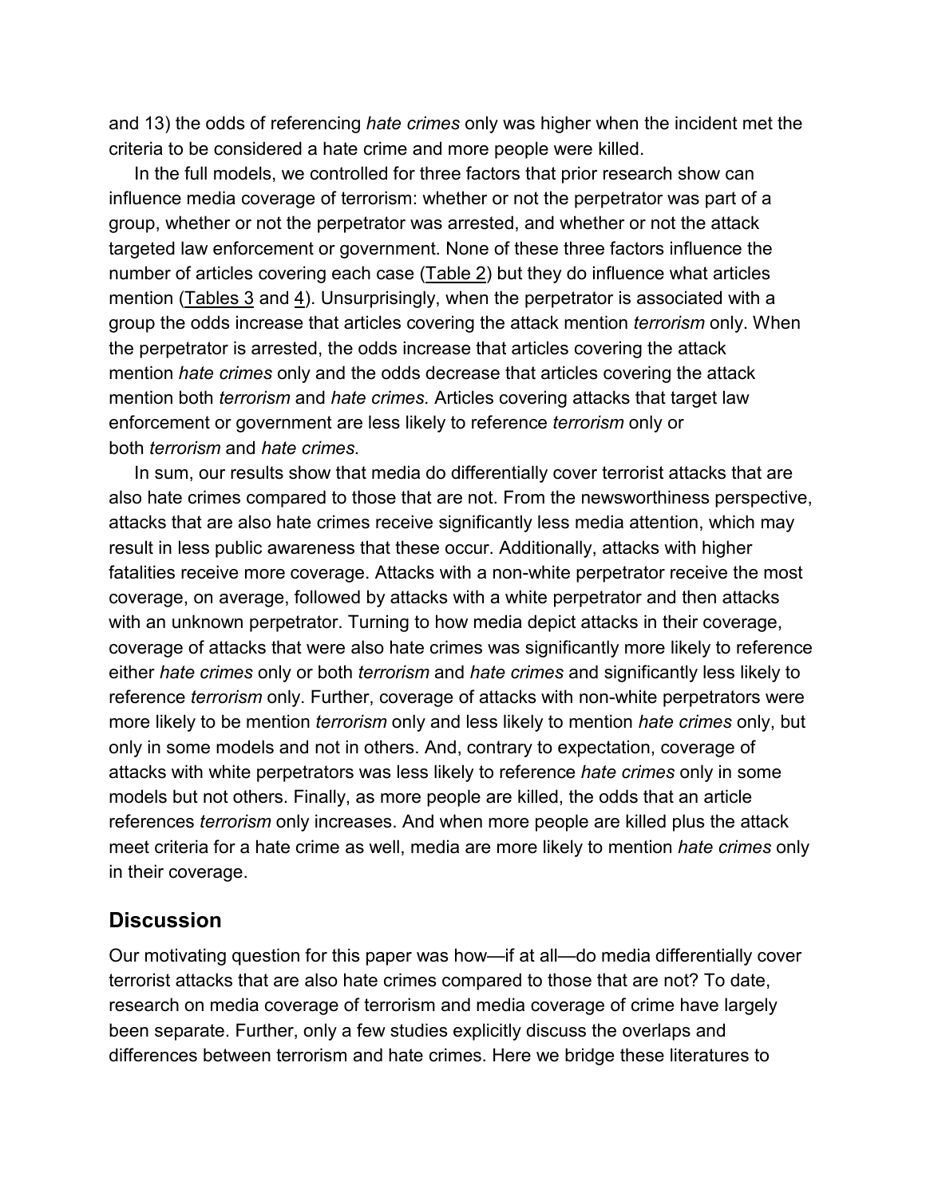and 13) the odds of referencing *hate crimes* only was higher when the incident met the criteria to be considered a hate crime and more people were killed.

In the full models, we controlled for three factors that prior research show can influence media coverage of terrorism: whether or not the perpetrator was part of a group, whether or not the perpetrator was arrested, and whether or not the attack targeted law enforcement or government. None of these three factors influence the number of articles covering each case (Table 2) but they do influence what articles mention (Tables 3 and 4). Unsurprisingly, when the perpetrator is associated with a group the odds increase that articles covering the attack mention *terrorism* only. When the perpetrator is arrested, the odds increase that articles covering the attack mention *hate crimes* only and the odds decrease that articles covering the attack mention both *terrorism* and *hate crimes.* Articles covering attacks that target law enforcement or government are less likely to reference *terrorism* only or both *terrorism* and *hate crimes.*

In sum, our results show that media do differentially cover terrorist attacks that are also hate crimes compared to those that are not. From the newsworthiness perspective, attacks that are also hate crimes receive significantly less media attention, which may result in less public awareness that these occur. Additionally, attacks with higher fatalities receive more coverage. Attacks with a non-white perpetrator receive the most coverage, on average, followed by attacks with a white perpetrator and then attacks with an unknown perpetrator. Turning to how media depict attacks in their coverage, coverage of attacks that were also hate crimes was significantly more likely to reference either *hate crimes* only or both *terrorism* and *hate crimes* and significantly less likely to reference *terrorism* only. Further, coverage of attacks with non-white perpetrators were more likely to be mention *terrorism* only and less likely to mention *hate crimes* only, but only in some models and not in others. And, contrary to expectation, coverage of attacks with white perpetrators was less likely to reference *hate crimes* only in some models but not others. Finally, as more people are killed, the odds that an article references *terrorism* only increases. And when more people are killed plus the attack meet criteria for a hate crime as well, media are more likely to mention *hate crimes* only in their coverage.

## Discussion

Our motivating question for this paper was how—if at all—do media differentially cover terrorist attacks that are also hate crimes compared to those that are not? To date, research on media coverage of terrorism and media coverage of crime have largely been separate. Further, only a few studies explicitly discuss the overlaps and differences between terrorism and hate crimes. Here we bridge these literatures to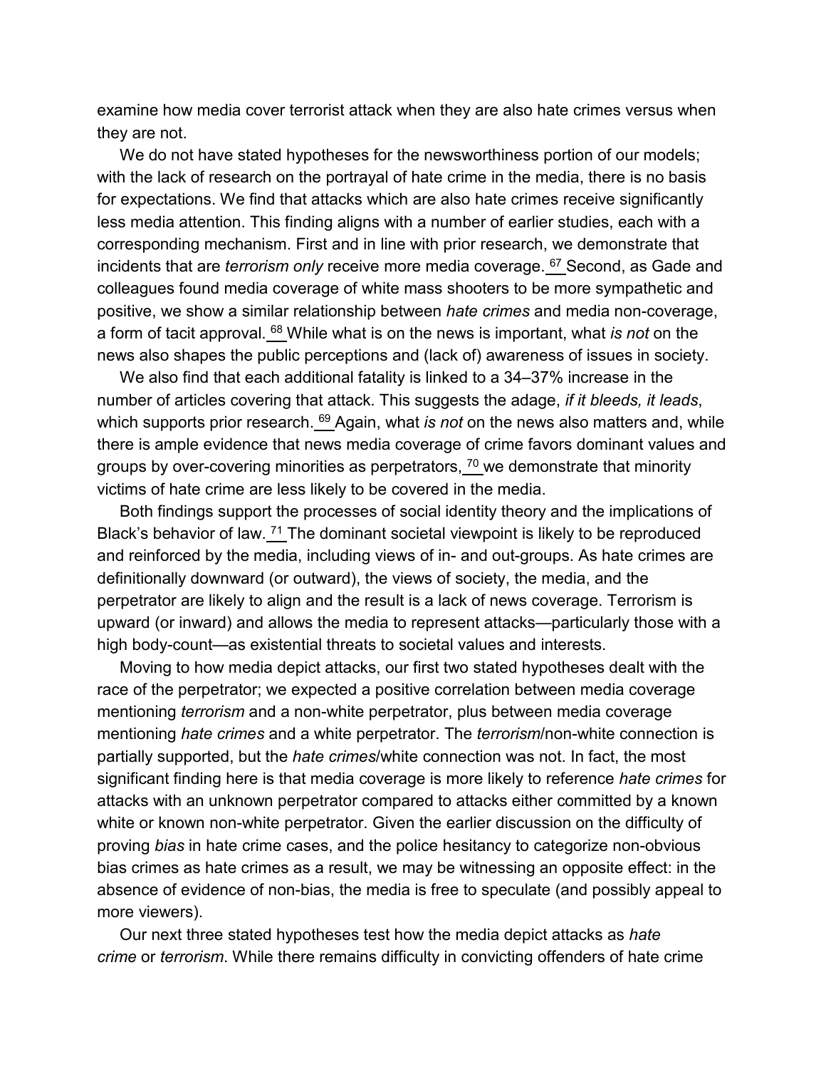examine how media cover terrorist attack when they are also hate crimes versus when they are not.

We do not have stated hypotheses for the newsworthiness portion of our models; with the lack of research on the portrayal of hate crime in the media, there is no basis for expectations. We find that attacks which are also hate crimes receive significantly less media attention. This finding aligns with a number of earlier studies, each with a corresponding mechanism. First and in line with prior research, we demonstrate that incidents that are *terrorism only* receive more media coverage.[67] Second, as Gade and colleagues found media coverage of white mass shooters to be more sympathetic and positive, we show a similar relationship between *hate crimes* and media non-coverage, a form of tacit approval.[68] While what is on the news is important, what *is not* on the news also shapes the public perceptions and (lack of) awareness of issues in society.

We also find that each additional fatality is linked to a 34–37% increase in the number of articles covering that attack. This suggests the adage, *if it bleeds, it leads*, which supports prior research.[69] Again, what *is not* on the news also matters and, while there is ample evidence that news media coverage of crime favors dominant values and groups by over-covering minorities as perpetrators,[70] we demonstrate that minority victims of hate crime are less likely to be covered in the media.

Both findings support the processes of social identity theory and the implications of Black's behavior of law.[71] The dominant societal viewpoint is likely to be reproduced and reinforced by the media, including views of in- and out-groups. As hate crimes are definitionally downward (or outward), the views of society, the media, and the perpetrator are likely to align and the result is a lack of news coverage. Terrorism is upward (or inward) and allows the media to represent attacks—particularly those with a high body-count—as existential threats to societal values and interests.

Moving to how media depict attacks, our first two stated hypotheses dealt with the race of the perpetrator; we expected a positive correlation between media coverage mentioning *terrorism* and a non-white perpetrator, plus between media coverage mentioning *hate crimes* and a white perpetrator. The *terrorism*/non-white connection is partially supported, but the *hate crimes*/white connection was not. In fact, the most significant finding here is that media coverage is more likely to reference *hate crimes* for attacks with an unknown perpetrator compared to attacks either committed by a known white or known non-white perpetrator. Given the earlier discussion on the difficulty of proving *bias* in hate crime cases, and the police hesitancy to categorize non-obvious bias crimes as hate crimes as a result, we may be witnessing an opposite effect: in the absence of evidence of non-bias, the media is free to speculate (and possibly appeal to more viewers).

Our next three stated hypotheses test how the media depict attacks as *hate crime* or *terrorism*. While there remains difficulty in convicting offenders of hate crime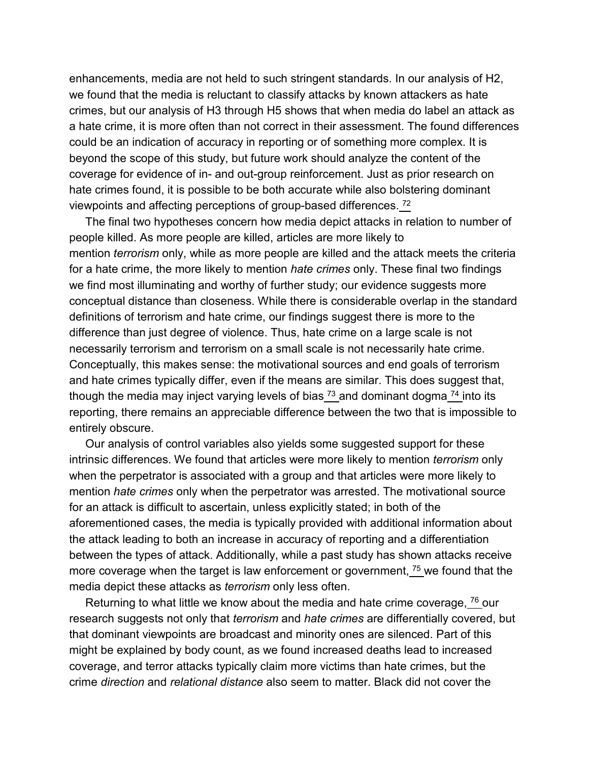enhancements, media are not held to such stringent standards. In our analysis of H2, we found that the media is reluctant to classify attacks by known attackers as hate crimes, but our analysis of H3 through H5 shows that when media do label an attack as a hate crime, it is more often than not correct in their assessment. The found differences could be an indication of accuracy in reporting or of something more complex. It is beyond the scope of this study, but future work should analyze the content of the coverage for evidence of in- and out-group reinforcement. Just as prior research on hate crimes found, it is possible to be both accurate while also bolstering dominant viewpoints and affecting perceptions of group-based differences.[72]

The final two hypotheses concern how media depict attacks in relation to number of people killed. As more people are killed, articles are more likely to mention *terrorism* only, while as more people are killed and the attack meets the criteria for a hate crime, the more likely to mention *hate crimes* only. These final two findings we find most illuminating and worthy of further study; our evidence suggests more conceptual distance than closeness. While there is considerable overlap in the standard definitions of terrorism and hate crime, our findings suggest there is more to the difference than just degree of violence. Thus, hate crime on a large scale is not necessarily terrorism and terrorism on a small scale is not necessarily hate crime. Conceptually, this makes sense: the motivational sources and end goals of terrorism and hate crimes typically differ, even if the means are similar. This does suggest that, though the media may inject varying levels of bias[73] and dominant dogma[74] into its reporting, there remains an appreciable difference between the two that is impossible to entirely obscure.

Our analysis of control variables also yields some suggested support for these intrinsic differences. We found that articles were more likely to mention *terrorism* only when the perpetrator is associated with a group and that articles were more likely to mention *hate crimes* only when the perpetrator was arrested. The motivational source for an attack is difficult to ascertain, unless explicitly stated; in both of the aforementioned cases, the media is typically provided with additional information about the attack leading to both an increase in accuracy of reporting and a differentiation between the types of attack. Additionally, while a past study has shown attacks receive more coverage when the target is law enforcement or government,[75] we found that the media depict these attacks as *terrorism* only less often.

Returning to what little we know about the media and hate crime coverage,[76] our research suggests not only that *terrorism* and *hate crimes* are differentially covered, but that dominant viewpoints are broadcast and minority ones are silenced. Part of this might be explained by body count, as we found increased deaths lead to increased coverage, and terror attacks typically claim more victims than hate crimes, but the crime *direction* and *relational distance* also seem to matter. Black did not cover the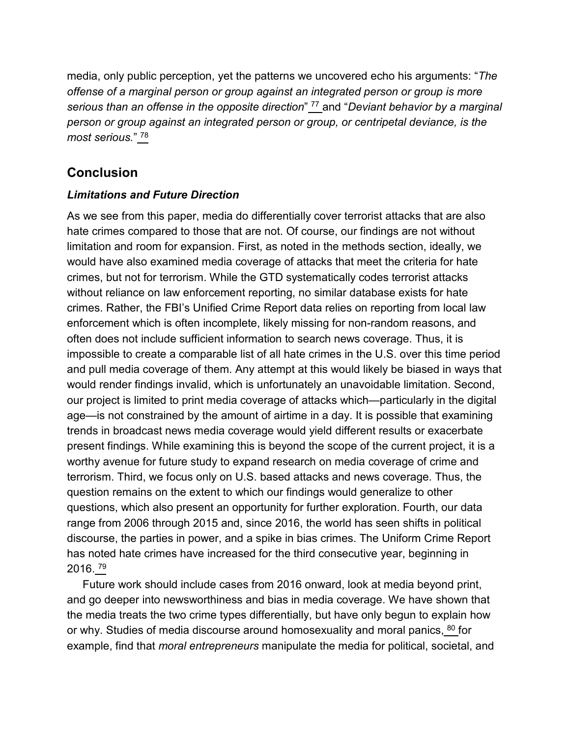media, only public perception, yet the patterns we uncovered echo his arguments: "*The offense of a marginal person or group against an integrated person or group is more serious than an offense in the opposite direction*" [77] and "*Deviant behavior by a marginal person or group against an integrated person or group, or centripetal deviance, is the most serious.*" [78]

## Conclusion

### *Limitations and Future Direction*

As we see from this paper, media do differentially cover terrorist attacks that are also hate crimes compared to those that are not. Of course, our findings are not without limitation and room for expansion. First, as noted in the methods section, ideally, we would have also examined media coverage of attacks that meet the criteria for hate crimes, but not for terrorism. While the GTD systematically codes terrorist attacks without reliance on law enforcement reporting, no similar database exists for hate crimes. Rather, the FBI's Unified Crime Report data relies on reporting from local law enforcement which is often incomplete, likely missing for non-random reasons, and often does not include sufficient information to search news coverage. Thus, it is impossible to create a comparable list of all hate crimes in the U.S. over this time period and pull media coverage of them. Any attempt at this would likely be biased in ways that would render findings invalid, which is unfortunately an unavoidable limitation. Second, our project is limited to print media coverage of attacks which—particularly in the digital age—is not constrained by the amount of airtime in a day. It is possible that examining trends in broadcast news media coverage would yield different results or exacerbate present findings. While examining this is beyond the scope of the current project, it is a worthy avenue for future study to expand research on media coverage of crime and terrorism. Third, we focus only on U.S. based attacks and news coverage. Thus, the question remains on the extent to which our findings would generalize to other questions, which also present an opportunity for further exploration. Fourth, our data range from 2006 through 2015 and, since 2016, the world has seen shifts in political discourse, the parties in power, and a spike in bias crimes. The Uniform Crime Report has noted hate crimes have increased for the third consecutive year, beginning in 2016. [79]

Future work should include cases from 2016 onward, look at media beyond print, and go deeper into newsworthiness and bias in media coverage. We have shown that the media treats the two crime types differentially, but have only begun to explain how or why. Studies of media discourse around homosexuality and moral panics, [80] for example, find that *moral entrepreneurs* manipulate the media for political, societal, and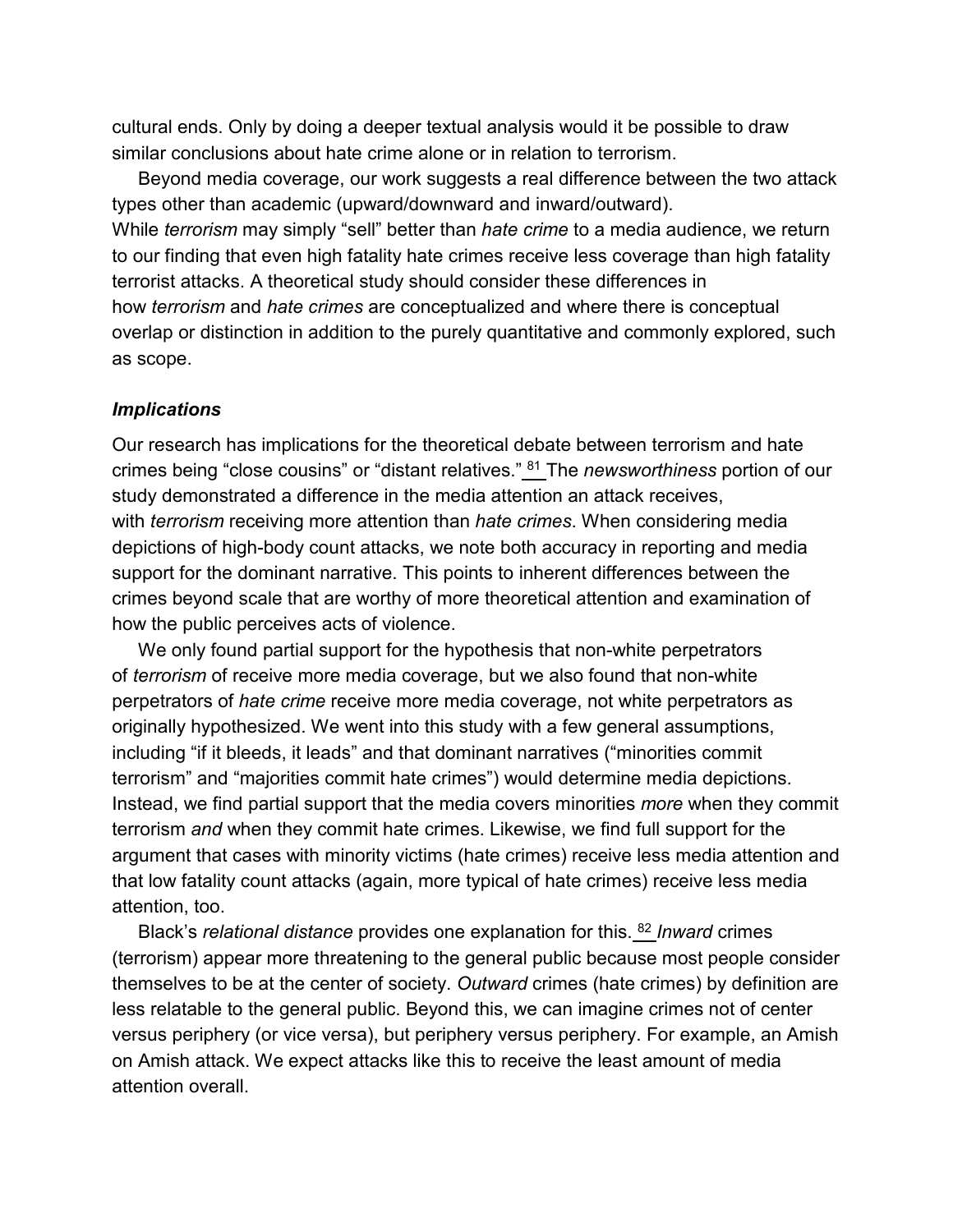cultural ends. Only by doing a deeper textual analysis would it be possible to draw similar conclusions about hate crime alone or in relation to terrorism.

Beyond media coverage, our work suggests a real difference between the two attack types other than academic (upward/downward and inward/outward). While *terrorism* may simply "sell" better than *hate crime* to a media audience, we return to our finding that even high fatality hate crimes receive less coverage than high fatality terrorist attacks. A theoretical study should consider these differences in how *terrorism* and *hate crimes* are conceptualized and where there is conceptual overlap or distinction in addition to the purely quantitative and commonly explored, such as scope.

### *Implications*

Our research has implications for the theoretical debate between terrorism and hate crimes being "close cousins" or "distant relatives." [81] The *newsworthiness* portion of our study demonstrated a difference in the media attention an attack receives, with *terrorism* receiving more attention than *hate crimes*. When considering media depictions of high-body count attacks, we note both accuracy in reporting and media support for the dominant narrative. This points to inherent differences between the crimes beyond scale that are worthy of more theoretical attention and examination of how the public perceives acts of violence.

We only found partial support for the hypothesis that non-white perpetrators of *terrorism* of receive more media coverage, but we also found that non-white perpetrators of *hate crime* receive more media coverage, not white perpetrators as originally hypothesized. We went into this study with a few general assumptions, including "if it bleeds, it leads" and that dominant narratives ("minorities commit terrorism" and "majorities commit hate crimes") would determine media depictions. Instead, we find partial support that the media covers minorities *more* when they commit terrorism *and* when they commit hate crimes. Likewise, we find full support for the argument that cases with minority victims (hate crimes) receive less media attention and that low fatality count attacks (again, more typical of hate crimes) receive less media attention, too.

Black's *relational distance* provides one explanation for this. [82] *Inward* crimes (terrorism) appear more threatening to the general public because most people consider themselves to be at the center of society. *Outward* crimes (hate crimes) by definition are less relatable to the general public. Beyond this, we can imagine crimes not of center versus periphery (or vice versa), but periphery versus periphery. For example, an Amish on Amish attack. We expect attacks like this to receive the least amount of media attention overall.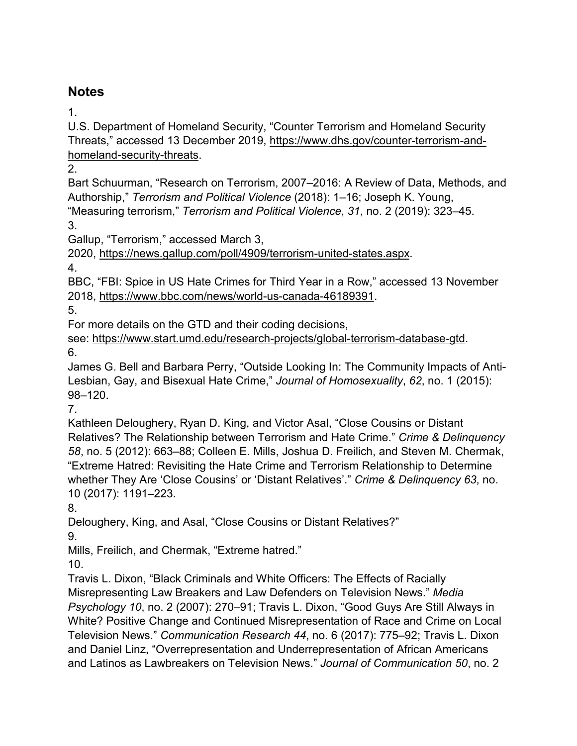## Notes

1.

U.S. Department of Homeland Security, "Counter Terrorism and Homeland Security Threats," accessed 13 December 2019, https://www.dhs.gov/counter-terrorism-and-homeland-security-threats.

2.

Bart Schuurman, "Research on Terrorism, 2007–2016: A Review of Data, Methods, and Authorship," *Terrorism and Political Violence* (2018): 1–16; Joseph K. Young, "Measuring terrorism," *Terrorism and Political Violence*, *31*, no. 2 (2019): 323–45.

3.

Gallup, "Terrorism," accessed March 3, 2020, https://news.gallup.com/poll/4909/terrorism-united-states.aspx.

4.

BBC, "FBI: Spice in US Hate Crimes for Third Year in a Row," accessed 13 November 2018, https://www.bbc.com/news/world-us-canada-46189391.

5.

For more details on the GTD and their coding decisions, see: https://www.start.umd.edu/research-projects/global-terrorism-database-gtd.

6.

James G. Bell and Barbara Perry, "Outside Looking In: The Community Impacts of Anti-Lesbian, Gay, and Bisexual Hate Crime," *Journal of Homosexuality*, *62*, no. 1 (2015): 98–120.

7.

Kathleen Deloughery, Ryan D. King, and Victor Asal, "Close Cousins or Distant Relatives? The Relationship between Terrorism and Hate Crime." *Crime & Delinquency 58*, no. 5 (2012): 663–88; Colleen E. Mills, Joshua D. Freilich, and Steven M. Chermak, "Extreme Hatred: Revisiting the Hate Crime and Terrorism Relationship to Determine whether They Are 'Close Cousins' or 'Distant Relatives'." *Crime & Delinquency 63*, no. 10 (2017): 1191–223.

8.

Deloughery, King, and Asal, "Close Cousins or Distant Relatives?"

9.

Mills, Freilich, and Chermak, "Extreme hatred."

10.

Travis L. Dixon, "Black Criminals and White Officers: The Effects of Racially Misrepresenting Law Breakers and Law Defenders on Television News." *Media Psychology 10*, no. 2 (2007): 270–91; Travis L. Dixon, "Good Guys Are Still Always in White? Positive Change and Continued Misrepresentation of Race and Crime on Local Television News." *Communication Research 44*, no. 6 (2017): 775–92; Travis L. Dixon and Daniel Linz, "Overrepresentation and Underrepresentation of African Americans and Latinos as Lawbreakers on Television News." *Journal of Communication 50*, no. 2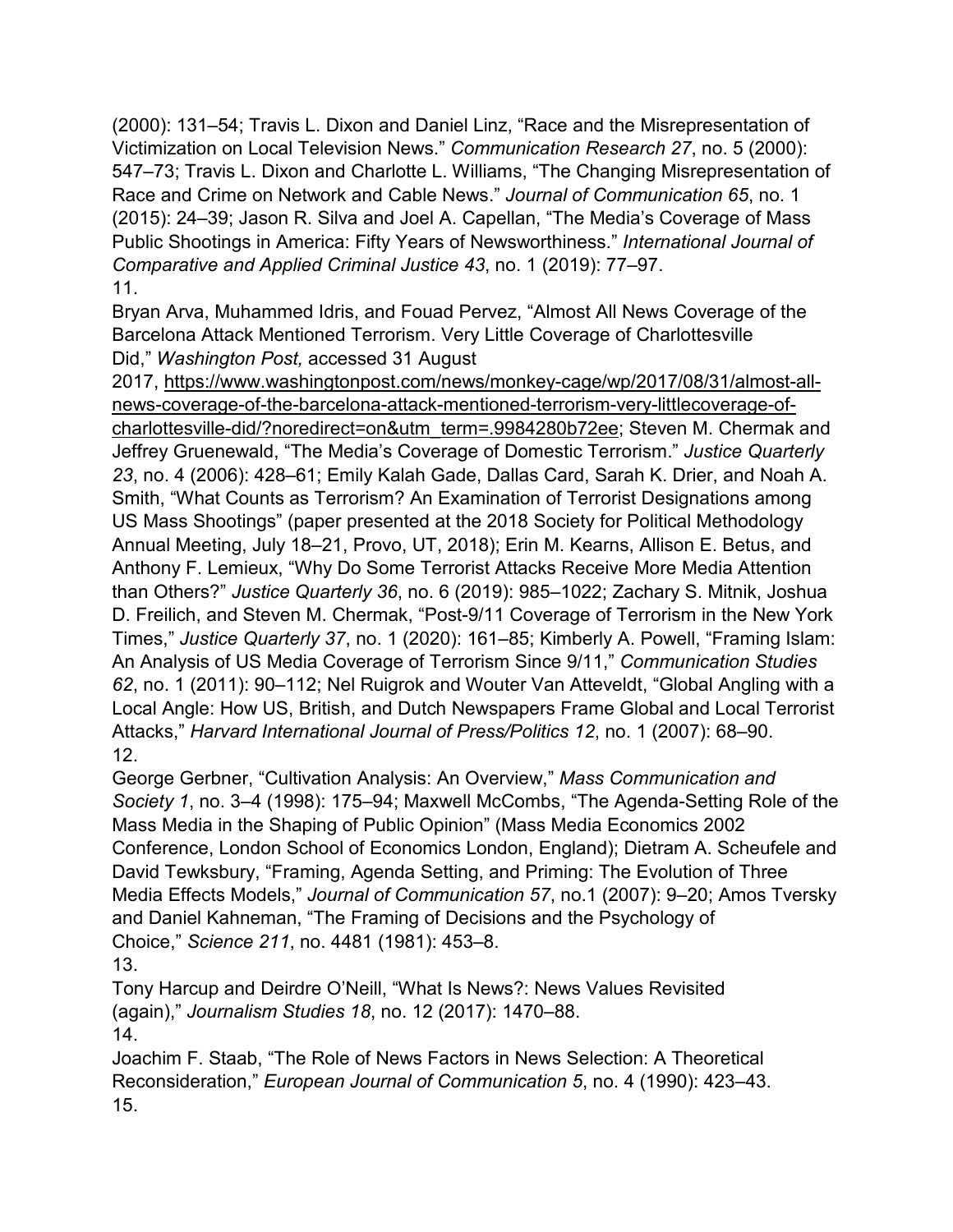(2000): 131–54; Travis L. Dixon and Daniel Linz, "Race and the Misrepresentation of Victimization on Local Television News." *Communication Research 27*, no. 5 (2000): 547–73; Travis L. Dixon and Charlotte L. Williams, "The Changing Misrepresentation of Race and Crime on Network and Cable News." *Journal of Communication 65*, no. 1 (2015): 24–39; Jason R. Silva and Joel A. Capellan, "The Media's Coverage of Mass Public Shootings in America: Fifty Years of Newsworthiness." *International Journal of Comparative and Applied Criminal Justice 43*, no. 1 (2019): 77–97.

11.

Bryan Arva, Muhammed Idris, and Fouad Pervez, "Almost All News Coverage of the Barcelona Attack Mentioned Terrorism. Very Little Coverage of Charlottesville Did," *Washington Post,* accessed 31 August 2017, https://www.washingtonpost.com/news/monkey-cage/wp/2017/08/31/almost-all-news-coverage-of-the-barcelona-attack-mentioned-terrorism-very-littlecoverage-of-charlottesville-did/?noredirect=on&utm_term=.9984280b72ee; Steven M. Chermak and Jeffrey Gruenewald, "The Media's Coverage of Domestic Terrorism." *Justice Quarterly 23*, no. 4 (2006): 428–61; Emily Kalah Gade, Dallas Card, Sarah K. Drier, and Noah A. Smith, "What Counts as Terrorism? An Examination of Terrorist Designations among US Mass Shootings" (paper presented at the 2018 Society for Political Methodology Annual Meeting, July 18–21, Provo, UT, 2018); Erin M. Kearns, Allison E. Betus, and Anthony F. Lemieux, "Why Do Some Terrorist Attacks Receive More Media Attention than Others?" *Justice Quarterly 36*, no. 6 (2019): 985–1022; Zachary S. Mitnik, Joshua D. Freilich, and Steven M. Chermak, "Post-9/11 Coverage of Terrorism in the New York Times," *Justice Quarterly 37*, no. 1 (2020): 161–85; Kimberly A. Powell, "Framing Islam: An Analysis of US Media Coverage of Terrorism Since 9/11," *Communication Studies 62*, no. 1 (2011): 90–112; Nel Ruigrok and Wouter Van Atteveldt, "Global Angling with a Local Angle: How US, British, and Dutch Newspapers Frame Global and Local Terrorist Attacks," *Harvard International Journal of Press/Politics 12*, no. 1 (2007): 68–90.

12.

George Gerbner, "Cultivation Analysis: An Overview," *Mass Communication and Society 1*, no. 3–4 (1998): 175–94; Maxwell McCombs, "The Agenda-Setting Role of the Mass Media in the Shaping of Public Opinion" (Mass Media Economics 2002 Conference, London School of Economics London, England); Dietram A. Scheufele and David Tewksbury, "Framing, Agenda Setting, and Priming: The Evolution of Three Media Effects Models," *Journal of Communication 57*, no.1 (2007): 9–20; Amos Tversky and Daniel Kahneman, "The Framing of Decisions and the Psychology of Choice," *Science 211*, no. 4481 (1981): 453–8.

13.

Tony Harcup and Deirdre O'Neill, "What Is News?: News Values Revisited (again)," *Journalism Studies 18*, no. 12 (2017): 1470–88.

14.

Joachim F. Staab, "The Role of News Factors in News Selection: A Theoretical Reconsideration," *European Journal of Communication 5*, no. 4 (1990): 423–43.

15.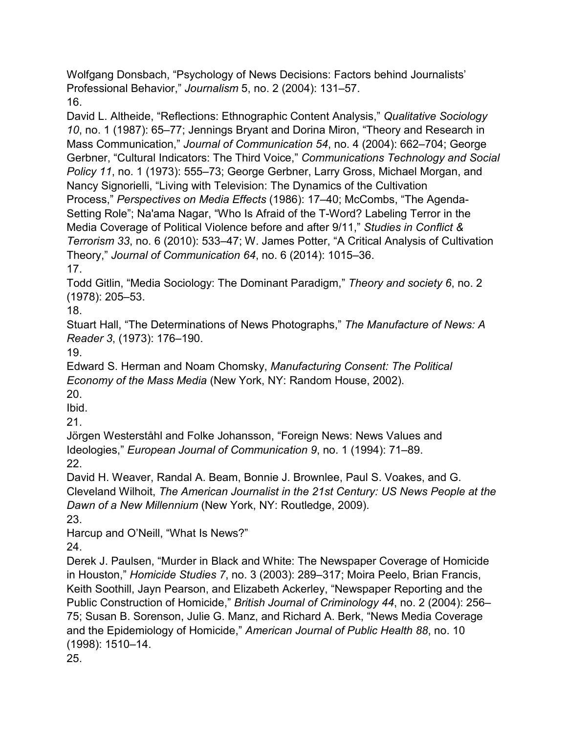Wolfgang Donsbach, “Psychology of News Decisions: Factors behind Journalists’ Professional Behavior,” *Journalism* 5, no. 2 (2004): 131–57.

16.

David L. Altheide, “Reflections: Ethnographic Content Analysis,” *Qualitative Sociology 10*, no. 1 (1987): 65–77; Jennings Bryant and Dorina Miron, “Theory and Research in Mass Communication,” *Journal of Communication 54*, no. 4 (2004): 662–704; George Gerbner, “Cultural Indicators: The Third Voice,” *Communications Technology and Social Policy 11*, no. 1 (1973): 555–73; George Gerbner, Larry Gross, Michael Morgan, and Nancy Signorielli, “Living with Television: The Dynamics of the Cultivation Process,” *Perspectives on Media Effects* (1986): 17–40; McCombs, “The Agenda-Setting Role”; Na'ama Nagar, “Who Is Afraid of the T-Word? Labeling Terror in the Media Coverage of Political Violence before and after 9/11,” *Studies in Conflict & Terrorism 33*, no. 6 (2010): 533–47; W. James Potter, “A Critical Analysis of Cultivation Theory,” *Journal of Communication 64*, no. 6 (2014): 1015–36.

17.

Todd Gitlin, “Media Sociology: The Dominant Paradigm,” *Theory and society 6*, no. 2 (1978): 205–53.

18.

Stuart Hall, “The Determinations of News Photographs,” *The Manufacture of News: A Reader 3*, (1973): 176–190.

19.

Edward S. Herman and Noam Chomsky, *Manufacturing Consent: The Political Economy of the Mass Media* (New York, NY: Random House, 2002).

20.

Ibid.

21.

Jörgen Westerståhl and Folke Johansson, “Foreign News: News Values and Ideologies,” *European Journal of Communication 9*, no. 1 (1994): 71–89.

22.

David H. Weaver, Randal A. Beam, Bonnie J. Brownlee, Paul S. Voakes, and G. Cleveland Wilhoit, *The American Journalist in the 21st Century: US News People at the Dawn of a New Millennium* (New York, NY: Routledge, 2009).

23.

Harcup and O’Neill, “What Is News?”

24.

Derek J. Paulsen, “Murder in Black and White: The Newspaper Coverage of Homicide in Houston,” *Homicide Studies 7*, no. 3 (2003): 289–317; Moira Peelo, Brian Francis, Keith Soothill, Jayn Pearson, and Elizabeth Ackerley, “Newspaper Reporting and the Public Construction of Homicide,” *British Journal of Criminology 44*, no. 2 (2004): 256–75; Susan B. Sorenson, Julie G. Manz, and Richard A. Berk, “News Media Coverage and the Epidemiology of Homicide,” *American Journal of Public Health 88*, no. 10 (1998): 1510–14.

25.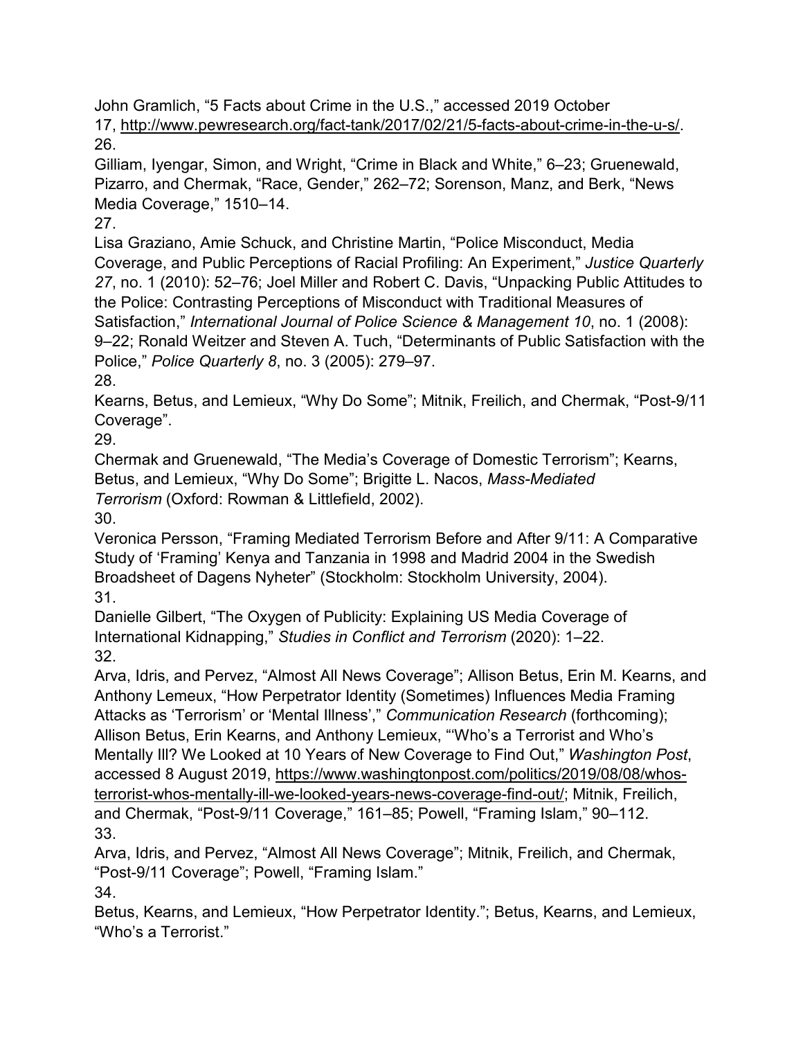John Gramlich, "5 Facts about Crime in the U.S.," accessed 2019 October 17, http://www.pewresearch.org/fact-tank/2017/02/21/5-facts-about-crime-in-the-u-s/.

26.

Gilliam, Iyengar, Simon, and Wright, "Crime in Black and White," 6–23; Gruenewald, Pizarro, and Chermak, "Race, Gender," 262–72; Sorenson, Manz, and Berk, "News Media Coverage," 1510–14.

27.

Lisa Graziano, Amie Schuck, and Christine Martin, "Police Misconduct, Media Coverage, and Public Perceptions of Racial Profiling: An Experiment," *Justice Quarterly 27*, no. 1 (2010): 52–76; Joel Miller and Robert C. Davis, "Unpacking Public Attitudes to the Police: Contrasting Perceptions of Misconduct with Traditional Measures of Satisfaction," *International Journal of Police Science & Management 10*, no. 1 (2008): 9–22; Ronald Weitzer and Steven A. Tuch, "Determinants of Public Satisfaction with the Police," *Police Quarterly 8*, no. 3 (2005): 279–97.

28.

Kearns, Betus, and Lemieux, "Why Do Some"; Mitnik, Freilich, and Chermak, "Post-9/11 Coverage".

29.

Chermak and Gruenewald, "The Media's Coverage of Domestic Terrorism"; Kearns, Betus, and Lemieux, "Why Do Some"; Brigitte L. Nacos, *Mass-Mediated Terrorism* (Oxford: Rowman & Littlefield, 2002).

30.

Veronica Persson, "Framing Mediated Terrorism Before and After 9/11: A Comparative Study of 'Framing' Kenya and Tanzania in 1998 and Madrid 2004 in the Swedish Broadsheet of Dagens Nyheter" (Stockholm: Stockholm University, 2004).

31.

Danielle Gilbert, "The Oxygen of Publicity: Explaining US Media Coverage of International Kidnapping," *Studies in Conflict and Terrorism* (2020): 1–22.

32.

Arva, Idris, and Pervez, "Almost All News Coverage"; Allison Betus, Erin M. Kearns, and Anthony Lemeux, "How Perpetrator Identity (Sometimes) Influences Media Framing Attacks as 'Terrorism' or 'Mental Illness'," *Communication Research* (forthcoming); Allison Betus, Erin Kearns, and Anthony Lemieux, "'Who's a Terrorist and Who's Mentally Ill? We Looked at 10 Years of New Coverage to Find Out," *Washington Post*, accessed 8 August 2019, https://www.washingtonpost.com/politics/2019/08/08/whos-terrorist-whos-mentally-ill-we-looked-years-news-coverage-find-out/; Mitnik, Freilich, and Chermak, "Post-9/11 Coverage," 161–85; Powell, "Framing Islam," 90–112.

33.

Arva, Idris, and Pervez, "Almost All News Coverage"; Mitnik, Freilich, and Chermak, "Post-9/11 Coverage"; Powell, "Framing Islam."

34.

Betus, Kearns, and Lemieux, "How Perpetrator Identity."; Betus, Kearns, and Lemieux, "Who's a Terrorist."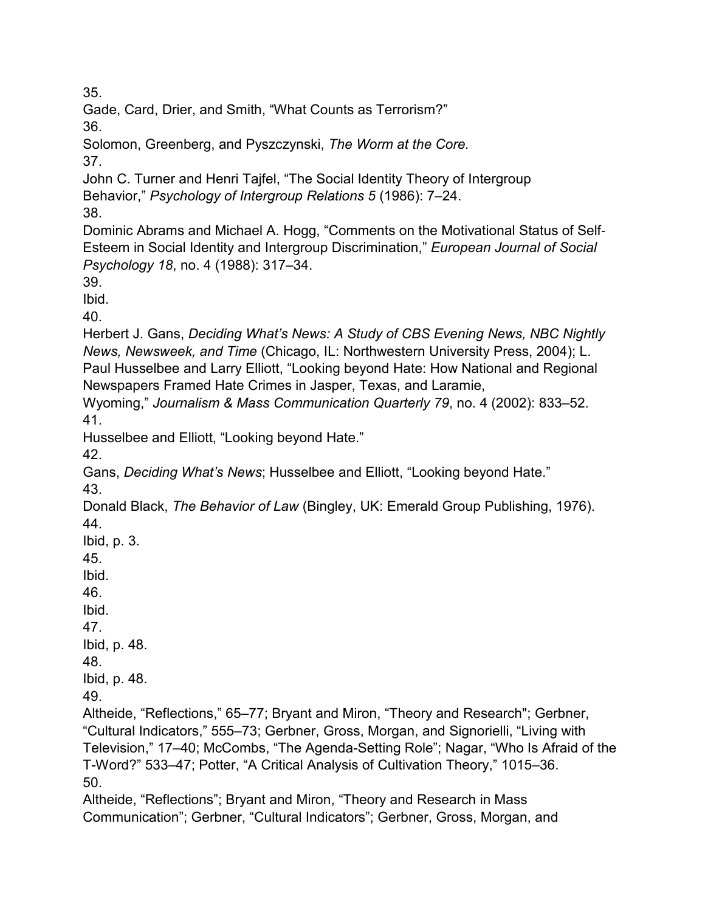35.
Gade, Card, Drier, and Smith, "What Counts as Terrorism?"
36.
Solomon, Greenberg, and Pyszczynski, *The Worm at the Core.*
37.
John C. Turner and Henri Tajfel, "The Social Identity Theory of Intergroup Behavior," *Psychology of Intergroup Relations 5* (1986): 7–24.
38.
Dominic Abrams and Michael A. Hogg, "Comments on the Motivational Status of Self-Esteem in Social Identity and Intergroup Discrimination," *European Journal of Social Psychology 18*, no. 4 (1988): 317–34.
39.
Ibid.
40.
Herbert J. Gans, *Deciding What's News: A Study of CBS Evening News, NBC Nightly News, Newsweek, and Time* (Chicago, IL: Northwestern University Press, 2004); L. Paul Husselbee and Larry Elliott, "Looking beyond Hate: How National and Regional Newspapers Framed Hate Crimes in Jasper, Texas, and Laramie, Wyoming," *Journalism & Mass Communication Quarterly 79*, no. 4 (2002): 833–52.
41.
Husselbee and Elliott, "Looking beyond Hate."
42.
Gans, *Deciding What's News*; Husselbee and Elliott, "Looking beyond Hate."
43.
Donald Black, *The Behavior of Law* (Bingley, UK: Emerald Group Publishing, 1976).
44.
Ibid, p. 3.
45.
Ibid.
46.
Ibid.
47.
Ibid, p. 48.
48.
Ibid, p. 48.
49.
Altheide, "Reflections," 65–77; Bryant and Miron, "Theory and Research"; Gerbner, "Cultural Indicators," 555–73; Gerbner, Gross, Morgan, and Signorielli, "Living with Television," 17–40; McCombs, "The Agenda-Setting Role"; Nagar, "Who Is Afraid of the T-Word?" 533–47; Potter, "A Critical Analysis of Cultivation Theory," 1015–36.
50.
Altheide, "Reflections"; Bryant and Miron, "Theory and Research in Mass Communication"; Gerbner, "Cultural Indicators"; Gerbner, Gross, Morgan, and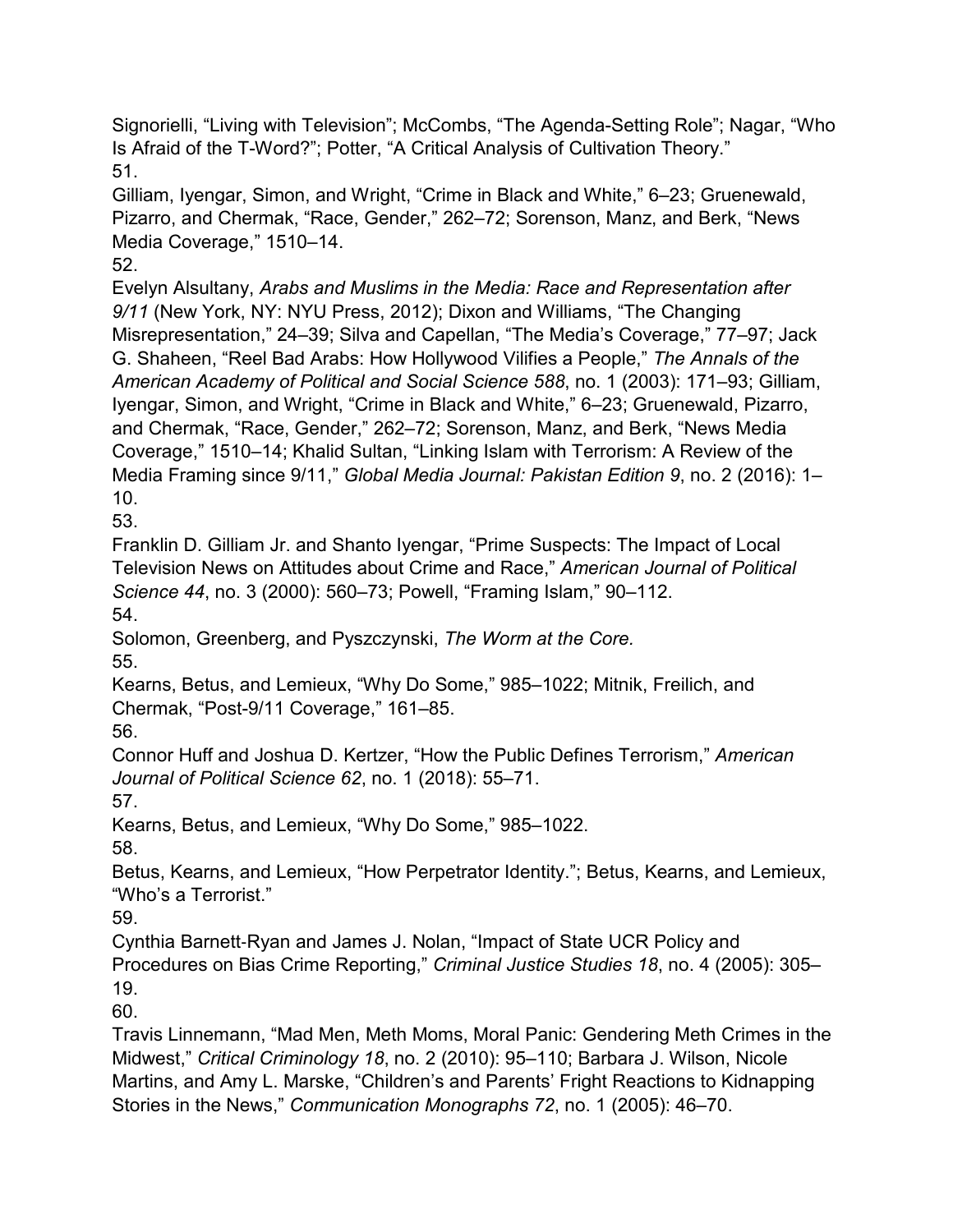Signorielli, “Living with Television”; McCombs, “The Agenda-Setting Role”; Nagar, “Who Is Afraid of the T-Word?”; Potter, “A Critical Analysis of Cultivation Theory.”

51.

Gilliam, Iyengar, Simon, and Wright, “Crime in Black and White,” 6–23; Gruenewald, Pizarro, and Chermak, “Race, Gender,” 262–72; Sorenson, Manz, and Berk, “News Media Coverage,” 1510–14.

52.

Evelyn Alsultany, *Arabs and Muslims in the Media: Race and Representation after 9/11* (New York, NY: NYU Press, 2012); Dixon and Williams, “The Changing Misrepresentation,” 24–39; Silva and Capellan, “The Media’s Coverage,” 77–97; Jack G. Shaheen, “Reel Bad Arabs: How Hollywood Vilifies a People,” *The Annals of the American Academy of Political and Social Science 588*, no. 1 (2003): 171–93; Gilliam, Iyengar, Simon, and Wright, “Crime in Black and White,” 6–23; Gruenewald, Pizarro, and Chermak, “Race, Gender,” 262–72; Sorenson, Manz, and Berk, “News Media Coverage,” 1510–14; Khalid Sultan, “Linking Islam with Terrorism: A Review of the Media Framing since 9/11,” *Global Media Journal: Pakistan Edition 9*, no. 2 (2016): 1–10.

53.

Franklin D. Gilliam Jr. and Shanto Iyengar, “Prime Suspects: The Impact of Local Television News on Attitudes about Crime and Race,” *American Journal of Political Science 44*, no. 3 (2000): 560–73; Powell, “Framing Islam,” 90–112.

54.

Solomon, Greenberg, and Pyszczynski, *The Worm at the Core.*

55.

Kearns, Betus, and Lemieux, “Why Do Some,” 985–1022; Mitnik, Freilich, and Chermak, “Post-9/11 Coverage,” 161–85.

56.

Connor Huff and Joshua D. Kertzer, “How the Public Defines Terrorism,” *American Journal of Political Science 62*, no. 1 (2018): 55–71.

57.

Kearns, Betus, and Lemieux, “Why Do Some,” 985–1022.

58.

Betus, Kearns, and Lemieux, “How Perpetrator Identity.”; Betus, Kearns, and Lemieux, “Who’s a Terrorist.”

59.

Cynthia Barnett-Ryan and James J. Nolan, “Impact of State UCR Policy and Procedures on Bias Crime Reporting,” *Criminal Justice Studies 18*, no. 4 (2005): 305–19.

60.

Travis Linnemann, “Mad Men, Meth Moms, Moral Panic: Gendering Meth Crimes in the Midwest,” *Critical Criminology 18*, no. 2 (2010): 95–110; Barbara J. Wilson, Nicole Martins, and Amy L. Marske, “Children’s and Parents’ Fright Reactions to Kidnapping Stories in the News,” *Communication Monographs 72*, no. 1 (2005): 46–70.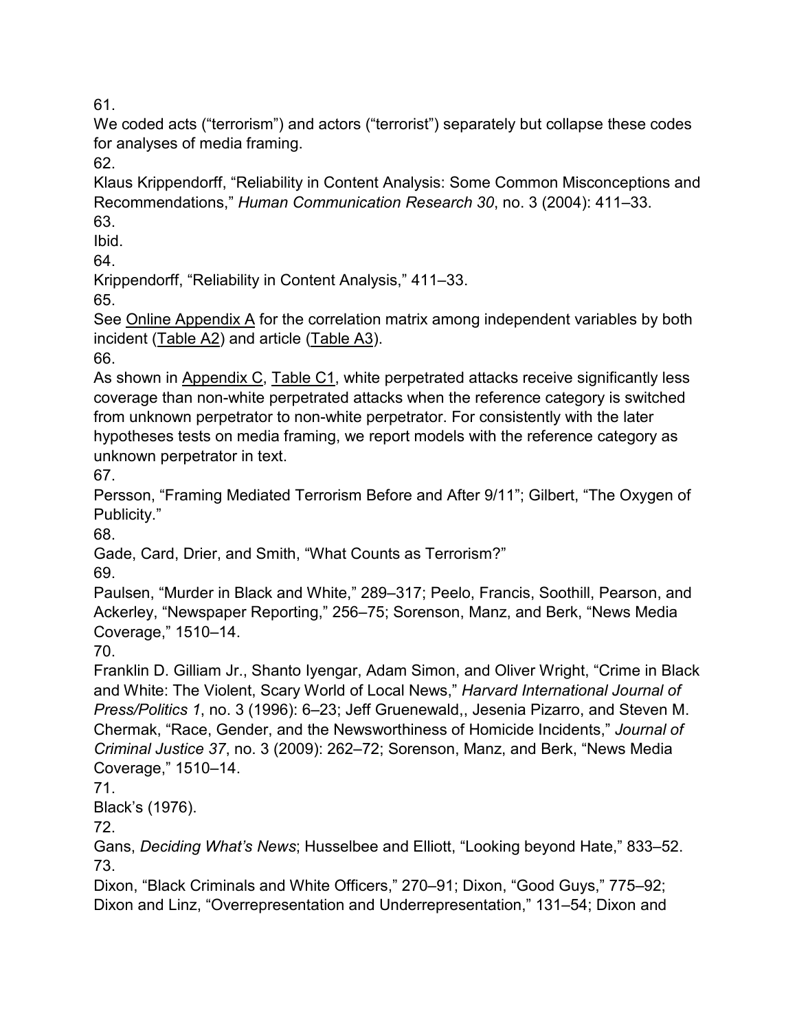61.

We coded acts (“terrorism”) and actors (“terrorist”) separately but collapse these codes for analyses of media framing.

62.

Klaus Krippendorff, “Reliability in Content Analysis: Some Common Misconceptions and Recommendations,” *Human Communication Research 30*, no. 3 (2004): 411–33.

63.

Ibid.

64.

Krippendorff, “Reliability in Content Analysis,” 411–33.

65.

See Online Appendix A for the correlation matrix among independent variables by both incident (Table A2) and article (Table A3).

66.

As shown in Appendix C, Table C1, white perpetrated attacks receive significantly less coverage than non-white perpetrated attacks when the reference category is switched from unknown perpetrator to non-white perpetrator. For consistently with the later hypotheses tests on media framing, we report models with the reference category as unknown perpetrator in text.

67.

Persson, “Framing Mediated Terrorism Before and After 9/11”; Gilbert, “The Oxygen of Publicity.”

68.

Gade, Card, Drier, and Smith, “What Counts as Terrorism?”

69.

Paulsen, “Murder in Black and White,” 289–317; Peelo, Francis, Soothill, Pearson, and Ackerley, “Newspaper Reporting,” 256–75; Sorenson, Manz, and Berk, “News Media Coverage,” 1510–14.

70.

Franklin D. Gilliam Jr., Shanto Iyengar, Adam Simon, and Oliver Wright, “Crime in Black and White: The Violent, Scary World of Local News,” *Harvard International Journal of Press/Politics 1*, no. 3 (1996): 6–23; Jeff Gruenewald,, Jesenia Pizarro, and Steven M. Chermak, “Race, Gender, and the Newsworthiness of Homicide Incidents,” *Journal of Criminal Justice 37*, no. 3 (2009): 262–72; Sorenson, Manz, and Berk, “News Media Coverage,” 1510–14.

71.

Black’s (1976).

72.

Gans, *Deciding What’s News*; Husselbee and Elliott, “Looking beyond Hate,” 833–52.

73.

Dixon, “Black Criminals and White Officers,” 270–91; Dixon, “Good Guys,” 775–92; Dixon and Linz, “Overrepresentation and Underrepresentation,” 131–54; Dixon and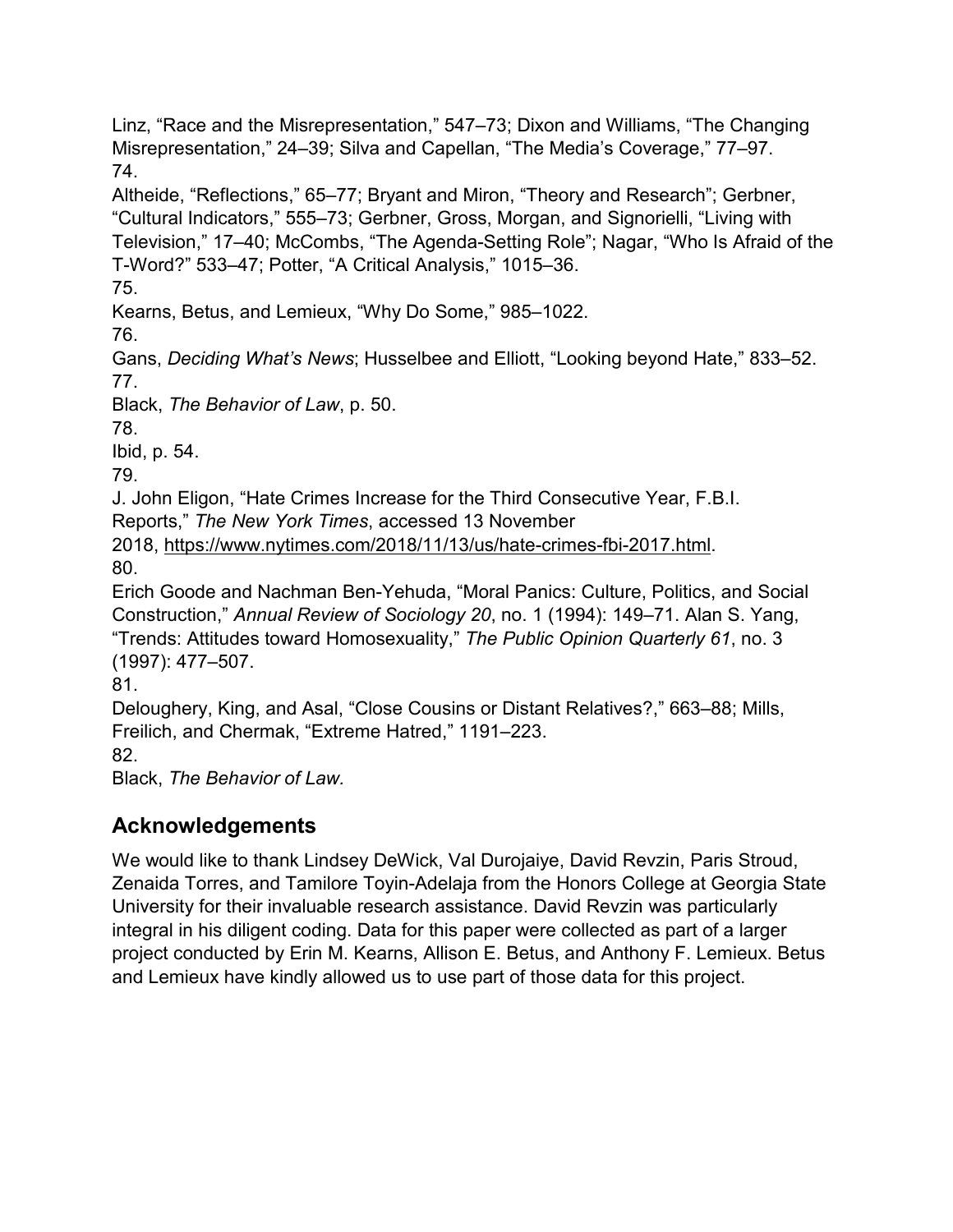Linz, “Race and the Misrepresentation,” 547–73; Dixon and Williams, “The Changing Misrepresentation,” 24–39; Silva and Capellan, “The Media’s Coverage,” 77–97.

74.
Altheide, “Reflections,” 65–77; Bryant and Miron, “Theory and Research”; Gerbner, “Cultural Indicators,” 555–73; Gerbner, Gross, Morgan, and Signorielli, “Living with Television,” 17–40; McCombs, “The Agenda-Setting Role”; Nagar, “Who Is Afraid of the T-Word?” 533–47; Potter, “A Critical Analysis,” 1015–36.

75.
Kearns, Betus, and Lemieux, “Why Do Some,” 985–1022.

76.
Gans, *Deciding What’s News*; Husselbee and Elliott, “Looking beyond Hate,” 833–52.

77.
Black, *The Behavior of Law*, p. 50.

78.
Ibid, p. 54.

79.
J. John Eligon, “Hate Crimes Increase for the Third Consecutive Year, F.B.I. Reports,” *The New York Times*, accessed 13 November 2018, https://www.nytimes.com/2018/11/13/us/hate-crimes-fbi-2017.html.

80.
Erich Goode and Nachman Ben-Yehuda, “Moral Panics: Culture, Politics, and Social Construction,” *Annual Review of Sociology 20*, no. 1 (1994): 149–71. Alan S. Yang, “Trends: Attitudes toward Homosexuality,” *The Public Opinion Quarterly 61*, no. 3 (1997): 477–507.

81.
Deloughery, King, and Asal, “Close Cousins or Distant Relatives?,” 663–88; Mills, Freilich, and Chermak, “Extreme Hatred,” 1191–223.

82.
Black, *The Behavior of Law.*

## Acknowledgements

We would like to thank Lindsey DeWick, Val Durojaiye, David Revzin, Paris Stroud, Zenaida Torres, and Tamilore Toyin-Adelaja from the Honors College at Georgia State University for their invaluable research assistance. David Revzin was particularly integral in his diligent coding. Data for this paper were collected as part of a larger project conducted by Erin M. Kearns, Allison E. Betus, and Anthony F. Lemieux. Betus and Lemieux have kindly allowed us to use part of those data for this project.